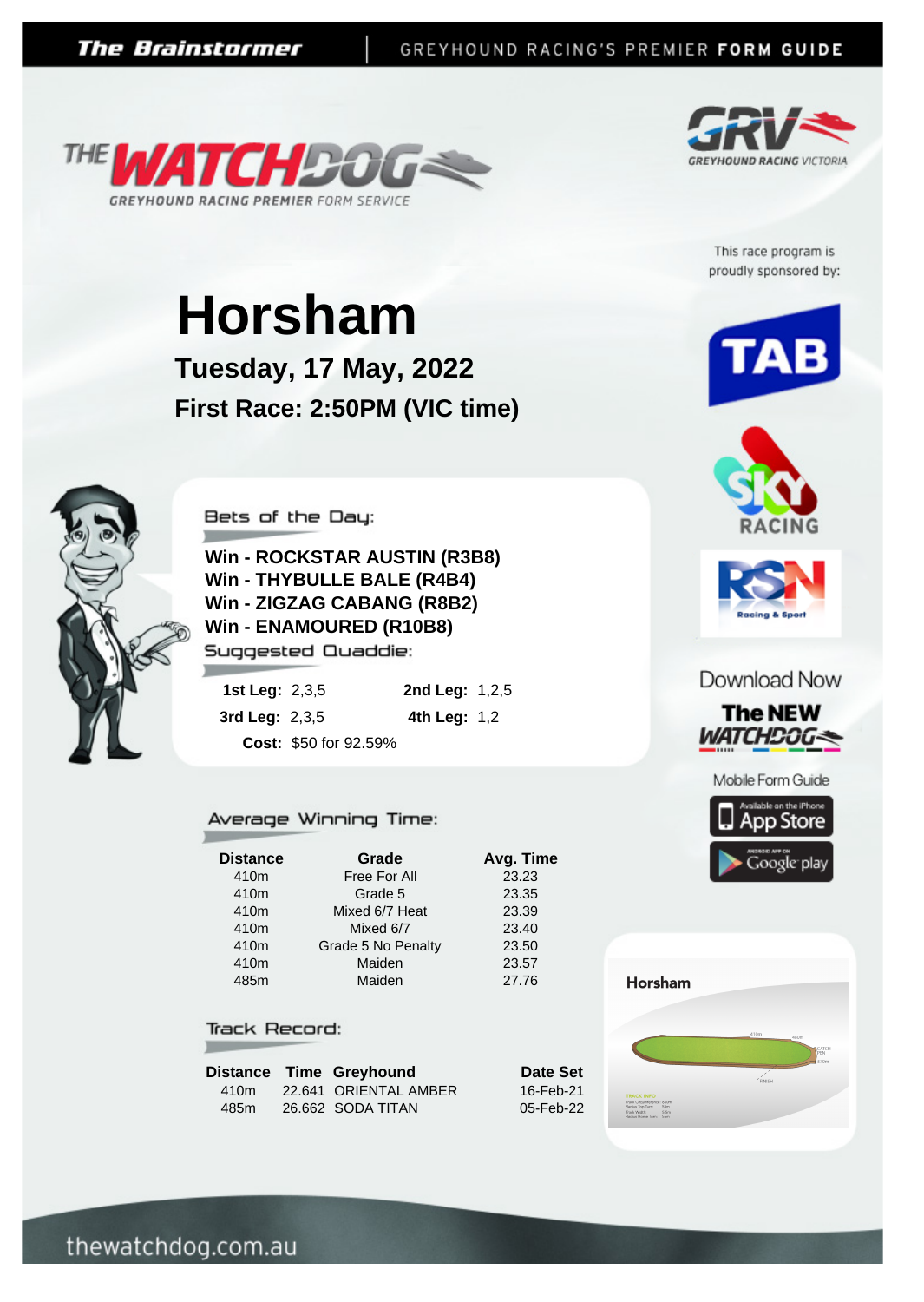The Brainstormer — GREYHOUND RACING'S PREMIER **FORM GUIDE**

THE WATCHDOG — GREYHOUND RACING PREMIER FORM SERVICE

GRV — GREYHOUND RACING VICTORIA

This race program is proudly sponsored by:

TAB

SKY RACING

RSN Racing & Sport

# Horsham

## Tuesday, 17 May, 2022

## First Race: 2:50PM (VIC time)

### Bets of the Day:

**Win - ROCKSTAR AUSTIN (R3B8)**
**Win - THYBULLE BALE (R4B4)**
**Win - ZIGZAG CABANG (R8B2)**
**Win - ENAMOURED (R10B8)**

### Suggested Quaddie:

**1st Leg:** 2,3,5 **2nd Leg:** 1,2,5
**3rd Leg:** 2,3,5 **4th Leg:** 1,2
**Cost:** $50 for 92.59%

Download Now
The NEW WATCHDOG
Mobile Form Guide

Available on the iPhone App Store
Android App on Google play

### Average Winning Time:

| Distance | Grade | Avg. Time |
|---|---|---|
| 410m | Free For All | 23.23 |
| 410m | Grade 5 | 23.35 |
| 410m | Mixed 6/7 Heat | 23.39 |
| 410m | Mixed 6/7 | 23.40 |
| 410m | Grade 5 No Penalty | 23.50 |
| 410m | Maiden | 23.57 |
| 485m | Maiden | 27.76 |

### Track Record:

| Distance | Time | Greyhound | Date Set |
|---|---|---|---|
| 410m | 22.641 | ORIENTAL AMBER | 16-Feb-21 |
| 485m | 26.662 | SODA TITAN | 05-Feb-22 |

Horsham

thewatchdog.com.au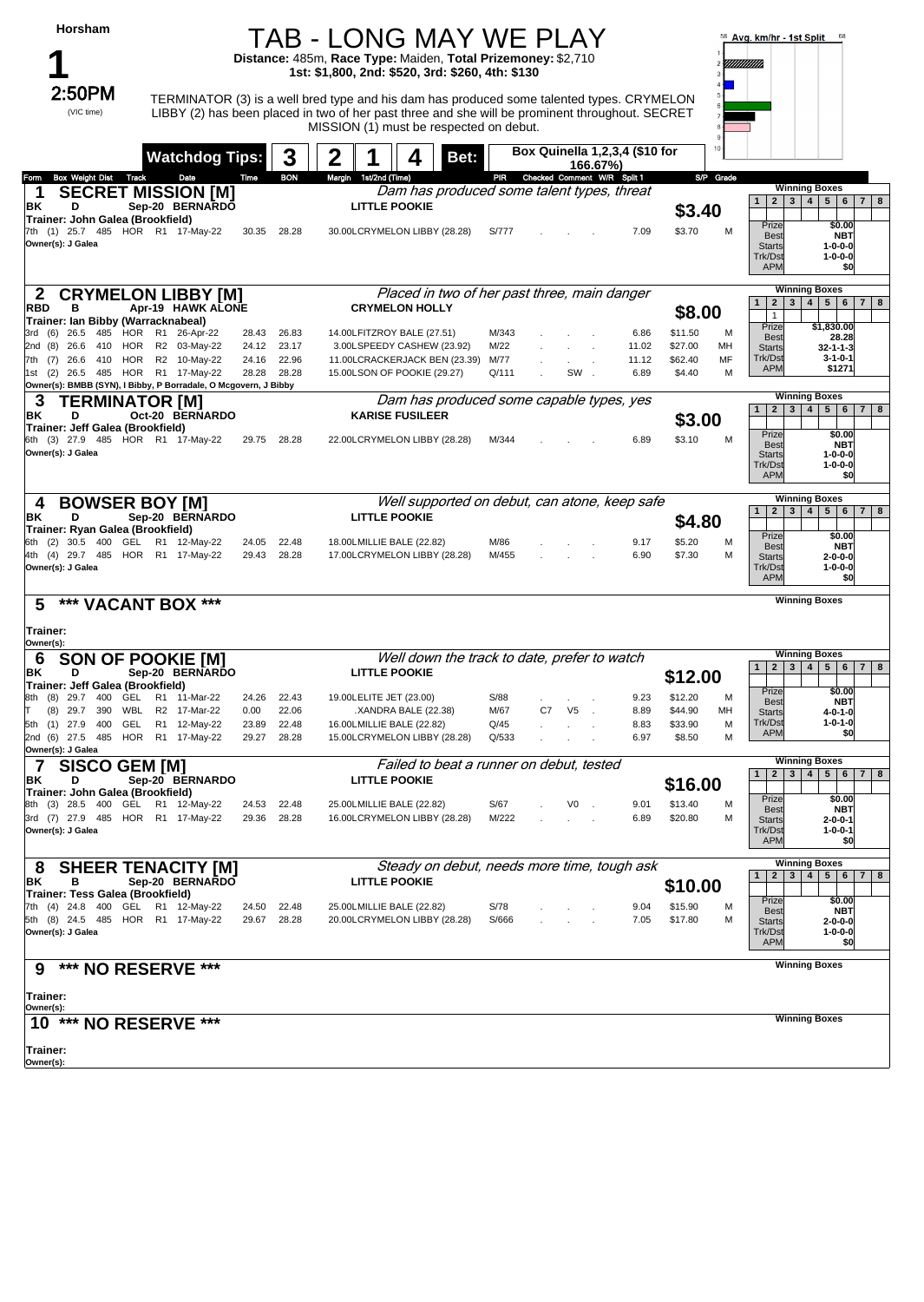# Horsham

## 1

**2:50PM** (VIC time)

# TAB - LONG MAY WE PLAY

**Distance:** 485m, **Race Type:** Maiden, **Total Prizemoney:** $2,710
**1st: $1,800, 2nd: $520, 3rd: $260, 4th: $130**

TERMINATOR (3) is a well bred type and his dam has produced some talented types. CRYMELON LIBBY (2) has been placed in two of her past three and she will be prominent throughout. SECRET MISSION (1) must be respected on debut.

**Watchdog Tips:** 3 2 1 4 **Bet:** Box Quinella 1,2,3,4 ($10 for 166.67%)

---

## 1 SECRET MISSION [M]

*Dam has produced some talent types, threat*

BK D Sep-20 BERNARDO — LITTLE POOKIE — **$3.40**
Trainer: John Galea (Brookfield)
Owner(s): J Galea

| Form | Box | Weight | Dist | Track | Race | Date | Time | BON | Margin | 1st/2nd (Time) | PIR | Checked | Comment | W/R | Split 1 | S/P | Grade |
|---|---|---|---|---|---|---|---|---|---|---|---|---|---|---|---|---|---|
| 7th | (1) | 25.7 | 485 | HOR | R1 | 17-May-22 | 30.35 | 28.28 | 30.00 | LCRYMELON LIBBY (28.28) | S/777 | | | | 7.09 | $3.70 | M |

Winning Boxes — Prize: $0.00; Best: NBT; Starts: 1-0-0-0; Trk/Dst: 1-0-0-0; APM: $0

---

## 2 CRYMELON LIBBY [M]

*Placed in two of her past three, main danger*

RBD B Apr-19 HAWK ALONE — CRYMELON HOLLY — **$8.00**
Trainer: Ian Bibby (Warracknabeal)
Owner(s): BMBB (SYN), I Bibby, P Borradale, O Mcgovern, J Bibby

| Form | Box | Weight | Dist | Track | Race | Date | Time | BON | Margin | 1st/2nd (Time) | PIR | Checked | Comment | W/R | Split 1 | S/P | Grade |
|---|---|---|---|---|---|---|---|---|---|---|---|---|---|---|---|---|---|
| 3rd | (6) | 26.5 | 485 | HOR | R1 | 26-Apr-22 | 28.43 | 26.83 | 14.00 | LFITZROY BALE (27.51) | M/343 | | | | 6.86 | $11.50 | M |
| 2nd | (8) | 26.6 | 410 | HOR | R2 | 03-May-22 | 24.12 | 23.17 | 3.00 | LSPEEDY CASHEW (23.92) | M/22 | | | | 11.02 | $27.00 | MH |
| 7th | (7) | 26.6 | 410 | HOR | R2 | 10-May-22 | 24.16 | 22.96 | 11.00 | LCRACKERJACK BEN (23.39) | M/77 | | | | 11.12 | $62.40 | MF |
| 1st | (2) | 26.5 | 485 | HOR | R1 | 17-May-22 | 28.28 | 28.28 | 15.00 | LSON OF POOKIE (29.27) | Q/111 | | SW | | 6.89 | $4.40 | M |

Winning Boxes: 1 — Prize: $1,830.00; Best: 28.28; Starts: 32-1-1-3; Trk/Dst: 3-1-0-1; APM: $1271

---

## 3 TERMINATOR [M]

*Dam has produced some capable types, yes*

BK D Oct-20 BERNARDO — KARISE FUSILEER — **$3.00**
Trainer: Jeff Galea (Brookfield)
Owner(s): J Galea

| Form | Box | Weight | Dist | Track | Race | Date | Time | BON | Margin | 1st/2nd (Time) | PIR | Checked | Comment | W/R | Split 1 | S/P | Grade |
|---|---|---|---|---|---|---|---|---|---|---|---|---|---|---|---|---|---|
| 6th | (3) | 27.9 | 485 | HOR | R1 | 17-May-22 | 29.75 | 28.28 | 22.00 | LCRYMELON LIBBY (28.28) | M/344 | | | | 6.89 | $3.10 | M |

Winning Boxes — Prize: $0.00; Best: NBT; Starts: 1-0-0-0; Trk/Dst: 1-0-0-0; APM: $0

---

## 4 BOWSER BOY [M]

*Well supported on debut, can atone, keep safe*

BK D Sep-20 BERNARDO — LITTLE POOKIE — **$4.80**
Trainer: Ryan Galea (Brookfield)
Owner(s): J Galea

| Form | Box | Weight | Dist | Track | Race | Date | Time | BON | Margin | 1st/2nd (Time) | PIR | Checked | Comment | W/R | Split 1 | S/P | Grade |
|---|---|---|---|---|---|---|---|---|---|---|---|---|---|---|---|---|---|
| 6th | (2) | 30.5 | 400 | GEL | R1 | 12-May-22 | 24.05 | 22.48 | 18.00 | LMILLIE BALE (22.82) | M/86 | | | | 9.17 | $5.20 | M |
| 4th | (4) | 29.7 | 485 | HOR | R1 | 17-May-22 | 29.43 | 28.28 | 17.00 | LCRYMELON LIBBY (28.28) | M/455 | | | | 6.90 | $7.30 | M |

Winning Boxes — Prize: $0.00; Best: NBT; Starts: 2-0-0-0; Trk/Dst: 1-0-0-0; APM: $0

---

## 5 *** VACANT BOX ***

Trainer:
Owner(s):

---

## 6 SON OF POOKIE [M]

*Well down the track to date, prefer to watch*

BK D Sep-20 BERNARDO — LITTLE POOKIE — **$12.00**
Trainer: Jeff Galea (Brookfield)
Owner(s): J Galea

| Form | Box | Weight | Dist | Track | Race | Date | Time | BON | Margin | 1st/2nd (Time) | PIR | Checked | Comment | W/R | Split 1 | S/P | Grade |
|---|---|---|---|---|---|---|---|---|---|---|---|---|---|---|---|---|---|
| 8th | (8) | 29.7 | 400 | GEL | R1 | 11-Mar-22 | 24.26 | 22.43 | 19.00 | LELITE JET (23.00) | S/88 | | | | 9.23 | $12.20 | M |
| T | (8) | 29.7 | 390 | WBL | R2 | 17-Mar-22 | 0.00 | 22.06 | | .XANDRA BALE (22.38) | M/67 | C7 | V5 | | 8.89 | $44.90 | MH |
| 5th | (1) | 27.9 | 400 | GEL | R1 | 12-May-22 | 23.89 | 22.48 | 16.00 | LMILLIE BALE (22.82) | Q/45 | | | | 8.83 | $33.90 | M |
| 2nd | (6) | 27.5 | 485 | HOR | R1 | 17-May-22 | 29.27 | 28.28 | 15.00 | LCRYMELON LIBBY (28.28) | Q/533 | | | | 6.97 | $8.50 | M |

Winning Boxes — Prize: $0.00; Best: NBT; Starts: 4-0-1-0; Trk/Dst: 1-0-1-0; APM: $0

---

## 7 SISCO GEM [M]

*Failed to beat a runner on debut, tested*

BK D Sep-20 BERNARDO — LITTLE POOKIE — **$16.00**
Trainer: John Galea (Brookfield)
Owner(s): J Galea

| Form | Box | Weight | Dist | Track | Race | Date | Time | BON | Margin | 1st/2nd (Time) | PIR | Checked | Comment | W/R | Split 1 | S/P | Grade |
|---|---|---|---|---|---|---|---|---|---|---|---|---|---|---|---|---|---|
| 8th | (3) | 28.5 | 400 | GEL | R1 | 12-May-22 | 24.53 | 22.48 | 25.00 | LMILLIE BALE (22.82) | S/67 | | V0 | | 9.01 | $13.40 | M |
| 3rd | (7) | 27.9 | 485 | HOR | R1 | 17-May-22 | 29.36 | 28.28 | 16.00 | LCRYMELON LIBBY (28.28) | M/222 | | | | 6.89 | $20.80 | M |

Winning Boxes — Prize: $0.00; Best: NBT; Starts: 2-0-0-1; Trk/Dst: 1-0-0-1; APM: $0

---

## 8 SHEER TENACITY [M]

*Steady on debut, needs more time, tough ask*

BK B Sep-20 BERNARDO — LITTLE POOKIE — **$10.00**
Trainer: Tess Galea (Brookfield)
Owner(s): J Galea

| Form | Box | Weight | Dist | Track | Race | Date | Time | BON | Margin | 1st/2nd (Time) | PIR | Checked | Comment | W/R | Split 1 | S/P | Grade |
|---|---|---|---|---|---|---|---|---|---|---|---|---|---|---|---|---|---|
| 7th | (4) | 24.8 | 400 | GEL | R1 | 12-May-22 | 24.50 | 22.48 | 25.00 | LMILLIE BALE (22.82) | S/78 | | | | 9.04 | $15.90 | M |
| 5th | (8) | 24.5 | 485 | HOR | R1 | 17-May-22 | 29.67 | 28.28 | 20.00 | LCRYMELON LIBBY (28.28) | S/666 | | | | 7.05 | $17.80 | M |

Winning Boxes — Prize: $0.00; Best: NBT; Starts: 2-0-0-0; Trk/Dst: 1-0-0-0; APM: $0

---

## 9 *** NO RESERVE ***

Trainer:
Owner(s):

---

## 10 *** NO RESERVE ***

Trainer:
Owner(s):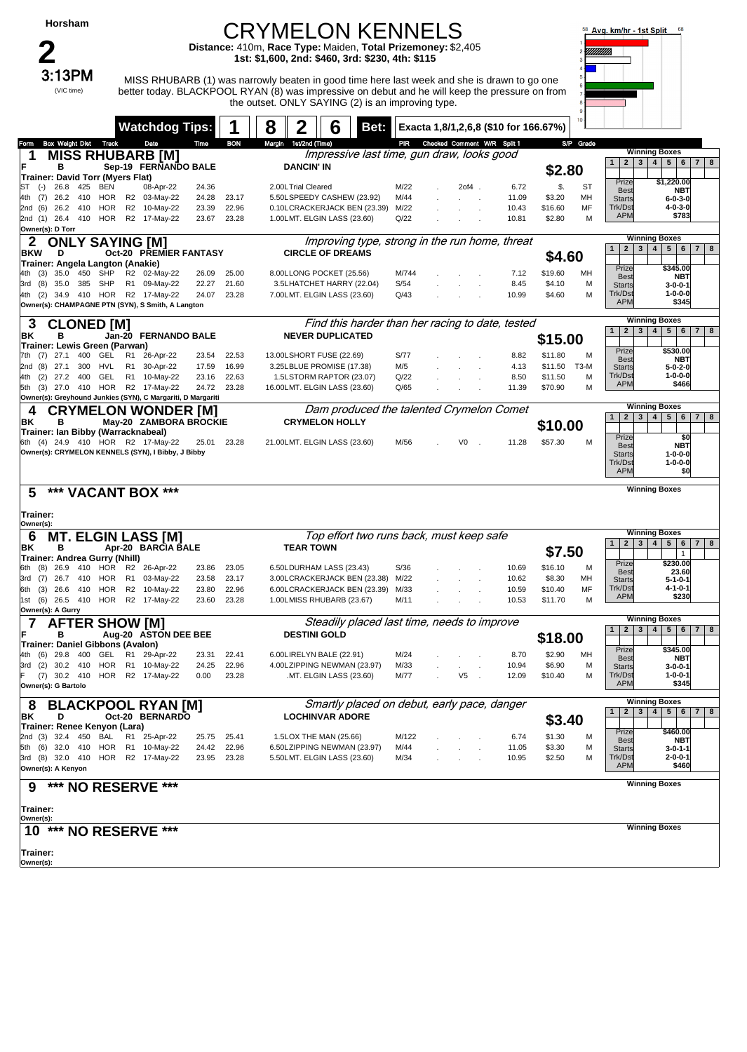**Horsham**

# 2

**3:13PM**

(VIC time)

# CRYMELON KENNELS

**Distance:** 410m, **Race Type:** Maiden, **Total Prizemoney:** $2,405
**1st: $1,600, 2nd: $460, 3rd: $230, 4th: $115**

MISS RHUBARB (1) was narrowly beaten in good time here last week and she is drawn to go one better today. BLACKPOOL RYAN (8) was impressive on debut and he will keep the pressure on from the outset. ONLY SAYING (2) is an improving type.

Avg. km/hr - 1st Split

**Watchdog Tips: 1 8 2 6** | **Bet:** Exacta 1,8/1,2,6,8 ($10 for 166.67%)

| Form | Box | Weight | Dist | Track | | Date | Time | BON | Margin | 1st/2nd (Time) | PIR | Checked | Comment | W/R | Split 1 | S/P | Grade |
|---|---|---|---|---|---|---|---|---|---|---|---|---|---|---|---|---|---|

## 1 MISS RHUBARB [M]

*Impressive last time, gun draw, looks good*

F B Sep-19 FERNANDO BALE — DANCIN' IN — **$2.80**

Trainer: David Torr (Myers Flat)

| Form | Box | Weight | Dist | Track | | Date | Time | BON | Margin | 1st/2nd (Time) | PIR | Comment | Split 1 | S/P | Grade |
|---|---|---|---|---|---|---|---|---|---|---|---|---|---|---|---|
| ST | (-) | 26.8 | 425 | BEN | | 08-Apr-22 | 24.36 | | 2.00L | Trial Cleared | M/22 | 2of4 | 6.72 | $. | ST |
| 4th | (7) | 26.2 | 410 | HOR | R2 | 03-May-22 | 24.28 | 23.17 | 5.50L | SPEEDY CASHEW (23.92) | M/44 | | 11.09 | $3.20 | MH |
| 2nd | (6) | 26.2 | 410 | HOR | R2 | 10-May-22 | 23.39 | 22.96 | 0.10L | CRACKERJACK BEN (23.39) | M/22 | | 10.43 | $16.60 | MF |
| 2nd | (1) | 26.4 | 410 | HOR | R2 | 17-May-22 | 23.67 | 23.28 | 1.00L | MT. ELGIN LASS (23.60) | Q/22 | | 10.81 | $2.80 | M |

Owner(s): D Torr

Prize $1,220.00 | Best NBT | Starts 6-0-3-0 | Trk/Dst 4-0-3-0 | APM $783

## 2 ONLY SAYING [M]

*Improving type, strong in the run home, threat*

BKW D Oct-20 PREMIER FANTASY — CIRCLE OF DREAMS — **$4.60**

Trainer: Angela Langton (Anakie)

| Form | Box | Weight | Dist | Track | | Date | Time | BON | Margin | 1st/2nd (Time) | PIR | Comment | Split 1 | S/P | Grade |
|---|---|---|---|---|---|---|---|---|---|---|---|---|---|---|---|
| 4th | (3) | 35.0 | 450 | SHP | R2 | 02-May-22 | 26.09 | 25.00 | 8.00L | LONG POCKET (25.56) | M/744 | | 7.12 | $19.60 | MH |
| 3rd | (8) | 35.0 | 385 | SHP | R1 | 09-May-22 | 22.27 | 21.60 | 3.5L | HATCHET HARRY (22.04) | S/54 | | 8.45 | $4.10 | M |
| 4th | (2) | 34.9 | 410 | HOR | R2 | 17-May-22 | 24.07 | 23.28 | 7.00L | MT. ELGIN LASS (23.60) | Q/43 | | 10.99 | $4.60 | M |

Owner(s): CHAMPAGNE PTN (SYN), S Smith, A Langton

Prize $345.00 | Best NBT | Starts 3-0-0-1 | Trk/Dst 1-0-0-0 | APM $345

## 3 CLONED [M]

*Find this harder than her racing to date, tested*

BK B Jan-20 FERNANDO BALE — NEVER DUPLICATED — **$15.00**

Trainer: Lewis Green (Parwan)

| Form | Box | Weight | Dist | Track | | Date | Time | BON | Margin | 1st/2nd (Time) | PIR | Comment | Split 1 | S/P | Grade |
|---|---|---|---|---|---|---|---|---|---|---|---|---|---|---|---|
| 7th | (7) | 27.1 | 400 | GEL | R1 | 26-Apr-22 | 23.54 | 22.53 | 13.00L | SHORT FUSE (22.69) | S/77 | | 8.82 | $11.80 | M |
| 2nd | (8) | 27.1 | 300 | HVL | R1 | 30-Apr-22 | 17.59 | 16.99 | 3.25L | BLUE PROMISE (17.38) | M/5 | | 4.13 | $11.50 | T3-M |
| 4th | (2) | 27.2 | 400 | GEL | R1 | 10-May-22 | 23.16 | 22.63 | 1.5L | STORM RAPTOR (23.07) | Q/22 | | 8.50 | $11.50 | M |
| 5th | (3) | 27.0 | 410 | HOR | R2 | 17-May-22 | 24.72 | 23.28 | 16.00L | MT. ELGIN LASS (23.60) | Q/65 | | 11.39 | $70.90 | M |

Owner(s): Greyhound Junkies (SYN), C Margariti, D Margariti

Prize $530.00 | Best NBT | Starts 5-0-2-0 | Trk/Dst 1-0-0-0 | APM $466

## 4 CRYMELON WONDER [M]

*Dam produced the talented Crymelon Comet*

BK B May-20 ZAMBORA BROCKIE — CRYMELON HOLLY — **$10.00**

Trainer: Ian Bibby (Warracknabeal)

| Form | Box | Weight | Dist | Track | | Date | Time | BON | Margin | 1st/2nd (Time) | PIR | Comment | Split 1 | S/P | Grade |
|---|---|---|---|---|---|---|---|---|---|---|---|---|---|---|---|
| 6th | (4) | 24.9 | 410 | HOR | R2 | 17-May-22 | 25.01 | 23.28 | 21.00L | MT. ELGIN LASS (23.60) | M/56 | V0 | 11.28 | $57.30 | M |

Owner(s): CRYMELON KENNELS (SYN), I Bibby, J Bibby

Prize $0 | Best NBT | Starts 1-0-0-0 | Trk/Dst 1-0-0-0 | APM $0

## 5 *** VACANT BOX ***

Trainer:
Owner(s):

## 6 MT. ELGIN LASS [M]

*Top effort two runs back, must keep safe*

BK B Apr-20 BARCIA BALE — TEAR TOWN — **$7.50**

Trainer: Andrea Gurry (Nhill)

| Form | Box | Weight | Dist | Track | | Date | Time | BON | Margin | 1st/2nd (Time) | PIR | Comment | Split 1 | S/P | Grade |
|---|---|---|---|---|---|---|---|---|---|---|---|---|---|---|---|
| 6th | (8) | 26.9 | 410 | HOR | R2 | 26-Apr-22 | 23.86 | 23.05 | 6.50L | DURHAM LASS (23.43) | S/36 | | 10.69 | $16.10 | M |
| 3rd | (7) | 26.7 | 410 | HOR | R1 | 03-May-22 | 23.58 | 23.17 | 3.00L | CRACKERJACK BEN (23.38) | M/22 | | 10.62 | $8.30 | MH |
| 6th | (3) | 26.6 | 410 | HOR | R2 | 10-May-22 | 23.80 | 22.96 | 6.00L | CRACKERJACK BEN (23.39) | M/33 | | 10.59 | $10.40 | MF |
| 1st | (6) | 26.5 | 410 | HOR | R2 | 17-May-22 | 23.60 | 23.28 | 1.00L | MISS RHUBARB (23.67) | M/11 | | 10.53 | $11.70 | M |

Owner(s): A Gurry

Winning Boxes: Box 6 — 1

Prize $230.00 | Best 23.60 | Starts 5-1-0-1 | Trk/Dst 4-1-0-1 | APM $230

## 7 AFTER SHOW [M]

*Steadily placed last time, needs to improve*

F B Aug-20 ASTON DEE BEE — DESTINI GOLD — **$18.00**

Trainer: Daniel Gibbons (Avalon)

| Form | Box | Weight | Dist | Track | | Date | Time | BON | Margin | 1st/2nd (Time) | PIR | Comment | Split 1 | S/P | Grade |
|---|---|---|---|---|---|---|---|---|---|---|---|---|---|---|---|
| 4th | (6) | 29.8 | 400 | GEL | R1 | 29-Apr-22 | 23.31 | 22.41 | 6.00L | IRELYN BALE (22.91) | M/24 | | 8.70 | $2.90 | MH |
| 3rd | (2) | 30.2 | 410 | HOR | R1 | 10-May-22 | 24.25 | 22.96 | 4.00L | ZIPPING NEWMAN (23.97) | M/33 | | 10.94 | $6.90 | M |
| F | (7) | 30.2 | 410 | HOR | R2 | 17-May-22 | 0.00 | 23.28 | | MT. ELGIN LASS (23.60) | M/77 | V5 | 12.09 | $10.40 | M |

Owner(s): G Bartolo

Prize $345.00 | Best NBT | Starts 3-0-0-1 | Trk/Dst 1-0-0-1 | APM $345

## 8 BLACKPOOL RYAN [M]

*Smartly placed on debut, early pace, danger*

BK D Oct-20 BERNARDO — LOCHINVAR ADORE — **$3.40**

Trainer: Renee Kenyon (Lara)

| Form | Box | Weight | Dist | Track | | Date | Time | BON | Margin | 1st/2nd (Time) | PIR | Comment | Split 1 | S/P | Grade |
|---|---|---|---|---|---|---|---|---|---|---|---|---|---|---|---|
| 2nd | (3) | 32.4 | 450 | BAL | R1 | 25-Apr-22 | 25.75 | 25.41 | 1.5L | OX THE MAN (25.66) | M/122 | | 6.74 | $1.30 | M |
| 5th | (6) | 32.0 | 410 | HOR | R1 | 10-May-22 | 24.42 | 22.96 | 6.50L | ZIPPING NEWMAN (23.97) | M/44 | | 11.05 | $3.30 | M |
| 3rd | (8) | 32.0 | 410 | HOR | R2 | 17-May-22 | 23.95 | 23.28 | 5.50L | MT. ELGIN LASS (23.60) | M/34 | | 10.95 | $2.50 | M |

Owner(s): A Kenyon

Prize $460.00 | Best NBT | Starts 3-0-1-1 | Trk/Dst 2-0-0-1 | APM $460

## 9 *** NO RESERVE ***

Trainer:
Owner(s):

## 10 *** NO RESERVE ***

Trainer:
Owner(s):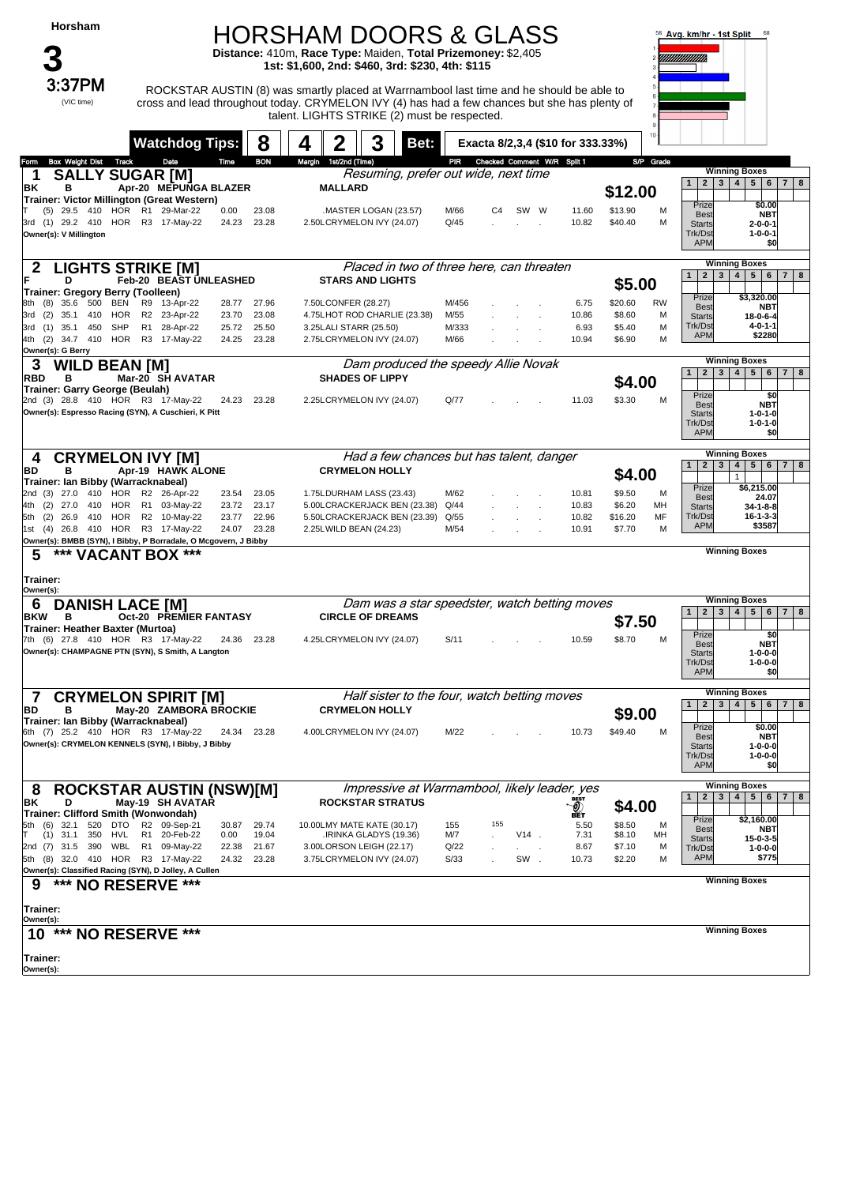# HORSHAM DOORS & GLASS

**Horsham**

**3**

**3:37PM** (VIC time)

**Distance:** 410m, **Race Type:** Maiden, **Total Prizemoney:** $2,405
**1st: $1,600, 2nd: $460, 3rd: $230, 4th: $115**

ROCKSTAR AUSTIN (8) was smartly placed at Warrnambool last time and he should be able to cross and lead throughout today. CRYMELON IVY (4) has had a few chances but she has plenty of talent. LIGHTS STRIKE (2) must be respected.

**Watchdog Tips:** 8 4 2 3 **Bet:** Exacta 8/2,3,4 ($10 for 333.33%)

---

## 1 SALLY SUGAR [M]
*Resuming, prefer out wide, next time*

BK B Apr-20 MEPUNGA BLAZER — MALLARD — **$12.00**
Trainer: Victor Millington (Great Western)
Owner(s): V Millington

| Form | Box | Weight | Dist | Track | Race | Date | Time | BON | Margin 1st/2nd (Time) | PIR | Checked | Comment | W/R | Split 1 | S/P | Grade |
|---|---|---|---|---|---|---|---|---|---|---|---|---|---|---|---|---|
| T | (5) | 29.5 | 410 | HOR | R1 | 29-Mar-22 | 0.00 | 23.08 | .MASTER LOGAN (23.57) | M/66 | C4 | SW | W | 11.60 | $13.90 | M |
| 3rd | (1) | 29.2 | 410 | HOR | R3 | 17-May-22 | 24.23 | 23.28 | 2.50LCRYMELON IVY (24.07) | Q/45 | . | . | . | 10.82 | $40.40 | M |

Winning Boxes: 1 2 3 4 5 6 7 8
Prize $0.00 | Best NBT | Starts 2-0-0-1 | Trk/Dst 1-0-0-1 | APM $0

## 2 LIGHTS STRIKE [M]
*Placed in two of three here, can threaten*

F D Feb-20 BEAST UNLEASHED — STARS AND LIGHTS — **$5.00**
Trainer: Gregory Berry (Toolleen)
Owner(s): G Berry

| Form | Box | Weight | Dist | Track | Race | Date | Time | BON | Margin 1st/2nd (Time) | PIR | Checked | Comment | W/R | Split 1 | S/P | Grade |
|---|---|---|---|---|---|---|---|---|---|---|---|---|---|---|---|---|
| 8th | (8) | 35.6 | 500 | BEN | R9 | 13-Apr-22 | 28.77 | 27.96 | 7.50LCONFER (28.27) | M/456 | . | . | . | 6.75 | $20.60 | RW |
| 3rd | (2) | 35.1 | 410 | HOR | R2 | 23-Apr-22 | 23.70 | 23.08 | 4.75LHOT ROD CHARLIE (23.38) | M/55 | . | . | . | 10.86 | $8.60 | M |
| 3rd | (1) | 35.1 | 450 | SHP | R1 | 28-Apr-22 | 25.72 | 25.50 | 3.25LALI STARR (25.50) | M/333 | . | . | . | 6.93 | $5.40 | M |
| 4th | (2) | 34.7 | 410 | HOR | R3 | 17-May-22 | 24.25 | 23.28 | 2.75LCRYMELON IVY (24.07) | M/66 | . | . | . | 10.94 | $6.90 | M |

Winning Boxes: 1 2 3 4 5 6 7 8
Prize $3,320.00 | Best NBT | Starts 18-0-6-4 | Trk/Dst 4-0-1-1 | APM $2280

## 3 WILD BEAN [M]
*Dam produced the speedy Allie Novak*

RBD B Mar-20 SH AVATAR — SHADES OF LIPPY — **$4.00**
Trainer: Garry George (Beulah)
Owner(s): Espresso Racing (SYN), A Cuschieri, K Pitt

| Form | Box | Weight | Dist | Track | Race | Date | Time | BON | Margin 1st/2nd (Time) | PIR | Checked | Comment | W/R | Split 1 | S/P | Grade |
|---|---|---|---|---|---|---|---|---|---|---|---|---|---|---|---|---|
| 2nd | (3) | 28.8 | 410 | HOR | R3 | 17-May-22 | 24.23 | 23.28 | 2.25LCRYMELON IVY (24.07) | Q/77 | . | . | . | 11.03 | $3.30 | M |

Winning Boxes: 1 2 3 4 5 6 7 8
Prize $0 | Best NBT | Starts 1-0-1-0 | Trk/Dst 1-0-1-0 | APM $0

## 4 CRYMELON IVY [M]
*Had a few chances but has talent, danger*

BD B Apr-19 HAWK ALONE — CRYMELON HOLLY — **$4.00**
Trainer: Ian Bibby (Warracknabeal)
Owner(s): BMBB (SYN), I Bibby, P Borradale, O Mcgovern, J Bibby

| Form | Box | Weight | Dist | Track | Race | Date | Time | BON | Margin 1st/2nd (Time) | PIR | Checked | Comment | W/R | Split 1 | S/P | Grade |
|---|---|---|---|---|---|---|---|---|---|---|---|---|---|---|---|---|
| 2nd | (3) | 27.0 | 410 | HOR | R2 | 26-Apr-22 | 23.54 | 23.05 | 1.75LDURHAM LASS (23.43) | M/62 | . | . | . | 10.81 | $9.50 | M |
| 4th | (2) | 27.0 | 410 | HOR | R1 | 03-May-22 | 23.72 | 23.17 | 5.00LCRACKERJACK BEN (23.38) | Q/44 | . | . | . | 10.83 | $6.20 | MH |
| 5th | (2) | 26.9 | 410 | HOR | R2 | 10-May-22 | 23.77 | 22.96 | 5.50LCRACKERJACK BEN (23.39) | Q/55 | . | . | . | 10.82 | $16.20 | MF |
| 1st | (4) | 26.8 | 410 | HOR | R3 | 17-May-22 | 24.07 | 23.28 | 2.25LWILD BEAN (24.23) | M/54 | . | . | . | 10.91 | $7.70 | M |

Winning Boxes: 1 2 3 4 5 6 7 8 (Box 4: 1)
Prize $6,215.00 | Best 24.07 | Starts 34-1-8-8 | Trk/Dst 16-1-3-3 | APM $3587

## 5 *** VACANT BOX ***

Trainer:
Owner(s):

## 6 DANISH LACE [M]
*Dam was a star speedster, watch betting moves*

BKW B Oct-20 PREMIER FANTASY — CIRCLE OF DREAMS — **$7.50**
Trainer: Heather Baxter (Murtoa)
Owner(s): CHAMPAGNE PTN (SYN), S Smith, A Langton

| Form | Box | Weight | Dist | Track | Race | Date | Time | BON | Margin 1st/2nd (Time) | PIR | Checked | Comment | W/R | Split 1 | S/P | Grade |
|---|---|---|---|---|---|---|---|---|---|---|---|---|---|---|---|---|
| 7th | (6) | 27.8 | 410 | HOR | R3 | 17-May-22 | 24.36 | 23.28 | 4.25LCRYMELON IVY (24.07) | S/11 | . | . | . | 10.59 | $8.70 | M |

Winning Boxes: 1 2 3 4 5 6 7 8
Prize $0 | Best NBT | Starts 1-0-0-0 | Trk/Dst 1-0-0-0 | APM $0

## 7 CRYMELON SPIRIT [M]
*Half sister to the four, watch betting moves*

BD B May-20 ZAMBORA BROCKIE — CRYMELON HOLLY — **$9.00**
Trainer: Ian Bibby (Warracknabeal)
Owner(s): CRYMELON KENNELS (SYN), I Bibby, J Bibby

| Form | Box | Weight | Dist | Track | Race | Date | Time | BON | Margin 1st/2nd (Time) | PIR | Checked | Comment | W/R | Split 1 | S/P | Grade |
|---|---|---|---|---|---|---|---|---|---|---|---|---|---|---|---|---|
| 6th | (7) | 25.2 | 410 | HOR | R3 | 17-May-22 | 24.34 | 23.28 | 4.00LCRYMELON IVY (24.07) | M/22 | . | . | . | 10.73 | $49.40 | M |

Winning Boxes: 1 2 3 4 5 6 7 8
Prize $0.00 | Best NBT | Starts 1-0-0-0 | Trk/Dst 1-0-0-0 | APM $0

## 8 ROCKSTAR AUSTIN (NSW)[M]
*Impressive at Warrnambool, likely leader, yes*

BK D May-19 SH AVATAR — ROCKSTAR STRATUS — BEST BET — **$4.00**
Trainer: Clifford Smith (Wonwondah)
Owner(s): Classified Racing (SYN), D Jolley, A Cullen

| Form | Box | Weight | Dist | Track | Race | Date | Time | BON | Margin 1st/2nd (Time) | PIR | Checked | Comment | W/R | Split 1 | S/P | Grade |
|---|---|---|---|---|---|---|---|---|---|---|---|---|---|---|---|---|
| 5th | (6) | 32.1 | 520 | DTO | R2 | 09-Sep-21 | 30.87 | 29.74 | 10.00LMY MATE KATE (30.17) | 155 | 155 | | | 5.50 | $8.50 | M |
| T | (1) | 31.1 | 350 | HVL | R1 | 20-Feb-22 | 0.00 | 19.04 | .IRINKA GLADYS (19.36) | M/7 | . | V14 | . | 7.31 | $8.10 | MH |
| 2nd | (7) | 31.5 | 390 | WBL | R1 | 09-May-22 | 22.38 | 21.67 | 3.00LORSON LEIGH (22.17) | Q/22 | . | . | . | 8.67 | $7.10 | M |
| 5th | (8) | 32.0 | 410 | HOR | R3 | 17-May-22 | 24.32 | 23.28 | 3.75LCRYMELON IVY (24.07) | S/33 | . | SW | . | 10.73 | $2.20 | M |

Winning Boxes: 1 2 3 4 5 6 7 8
Prize $2,160.00 | Best NBT | Starts 15-0-3-5 | Trk/Dst 1-0-0-0 | APM $775

## 9 *** NO RESERVE ***

Trainer:
Owner(s):

## 10 *** NO RESERVE ***

Trainer:
Owner(s):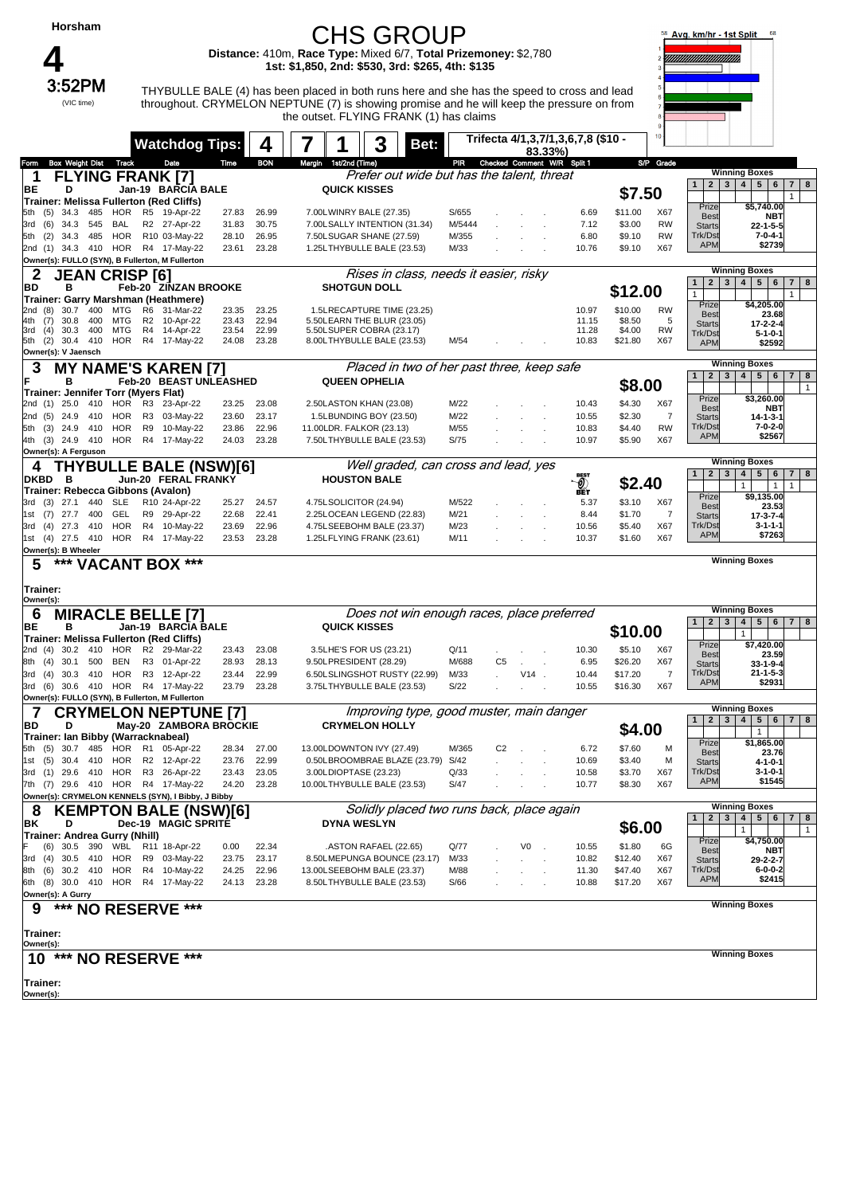# Horsham

## 4

**3:52PM** (VIC time)

# CHS GROUP

**Distance:** 410m, **Race Type:** Mixed 6/7, **Total Prizemoney:** $2,780
**1st:** $1,850, **2nd:** $530, **3rd:** $265, **4th:** $135

THYBULLE BALE (4) has been placed in both runs here and she has the speed to cross and lead throughout. CRYMELON NEPTUNE (7) is showing promise and he will keep the pressure on from the outset. FLYING FRANK (1) has claims

**Watchdog Tips:** 4 | 7 | 1 | 3 — **Bet:** Trifecta 4/1,3,7/1,3,6,7,8 ($10 - 83.33%)

Avg. km/hr - 1st Split (58 – 68)

---

### 1 FLYING FRANK [7]
*Prefer out wide but has the talent, threat*

BE D Jan-19 BARCIA BALE — QUICK KISSES — **$7.50**
Trainer: Melissa Fullerton (Red Cliffs)
Owner(s): FULLO (SYN), B Fullerton, M Fullerton

| Form | Box | Weight | Dist | Track | Race | Date | Time | BON | Margin | 1st/2nd (Time) | PIR | Checked | Comment | W/R | Split 1 | S/P | Grade |
|---|---|---|---|---|---|---|---|---|---|---|---|---|---|---|---|---|---|
| 5th | (5) | 34.3 | 485 | HOR | R5 | 19-Apr-22 | 27.83 | 26.99 | 7.00L | WINRY BALE (27.35) | S/655 | | | | 6.69 | $11.00 | X67 |
| 3rd | (6) | 34.3 | 545 | BAL | R2 | 27-Apr-22 | 31.83 | 30.75 | 7.00L | SALLY INTENTION (31.34) | M/5444 | | | | 7.12 | $3.00 | RW |
| 5th | (2) | 34.3 | 485 | HOR | R10 | 03-May-22 | 28.10 | 26.95 | 7.50L | SUGAR SHANE (27.59) | M/355 | | | | 6.80 | $9.10 | RW |
| 2nd | (1) | 34.3 | 410 | HOR | R4 | 17-May-22 | 23.61 | 23.28 | 1.25L | THYBULLE BALE (23.53) | M/33 | | | | 10.76 | $9.10 | X67 |

Winning Boxes: 7 – 1 | Prize $5,740.00 | Best NBT | Starts 22-1-5-5 | Trk/Dst 7-0-4-1 | APM $2739

### 2 JEAN CRISP [6]
*Rises in class, needs it easier, risky*

BD B Feb-20 ZINZAN BROOKE — SHOTGUN DOLL — **$12.00**
Trainer: Garry Marshman (Heathmere)
Owner(s): V Jaensch

| Form | Box | Weight | Dist | Track | Race | Date | Time | BON | Margin | 1st/2nd (Time) | PIR | Checked | Comment | W/R | Split 1 | S/P | Grade |
|---|---|---|---|---|---|---|---|---|---|---|---|---|---|---|---|---|---|
| 2nd | (8) | 30.7 | 400 | MTG | R6 | 31-Mar-22 | 23.35 | 23.25 | 1.5L | RECAPTURE TIME (23.25) | | | | | 10.97 | $10.00 | RW |
| 4th | (7) | 30.8 | 400 | MTG | R2 | 10-Apr-22 | 23.43 | 22.94 | 5.50L | EARN THE BLUR (23.05) | | | | | 11.15 | $8.50 | 5 |
| 3rd | (4) | 30.3 | 400 | MTG | R4 | 14-Apr-22 | 23.54 | 22.99 | 5.50L | SUPER COBRA (23.17) | | | | | 11.28 | $4.00 | RW |
| 5th | (2) | 30.4 | 410 | HOR | R4 | 17-May-22 | 24.08 | 23.28 | 8.00L | THYBULLE BALE (23.53) | M/54 | | | | 10.83 | $21.80 | X67 |

Winning Boxes: 1 – 1, 7 – 1 | Prize $4,205.00 | Best 23.68 | Starts 17-2-2-4 | Trk/Dst 5-1-0-1 | APM $2592

### 3 MY NAME'S KAREN [7]
*Placed in two of her past three, keep safe*

F B Feb-20 BEAST UNLEASHED — QUEEN OPHELIA — **$8.00**
Trainer: Jennifer Torr (Myers Flat)
Owner(s): A Ferguson

| Form | Box | Weight | Dist | Track | Race | Date | Time | BON | Margin | 1st/2nd (Time) | PIR | Checked | Comment | W/R | Split 1 | S/P | Grade |
|---|---|---|---|---|---|---|---|---|---|---|---|---|---|---|---|---|---|
| 2nd | (1) | 25.0 | 410 | HOR | R3 | 23-Apr-22 | 23.25 | 23.08 | 2.50L | ASTON KHAN (23.08) | M/22 | | | | 10.43 | $4.30 | X67 |
| 2nd | (5) | 24.9 | 410 | HOR | R3 | 03-May-22 | 23.60 | 23.17 | 1.5L | BUNDING BOY (23.50) | M/22 | | | | 10.55 | $2.30 | 7 |
| 5th | (3) | 24.9 | 410 | HOR | R9 | 10-May-22 | 23.86 | 22.96 | 11.00L | DR. FALKOR (23.13) | M/55 | | | | 10.83 | $4.40 | RW |
| 4th | (3) | 24.9 | 410 | HOR | R4 | 17-May-22 | 24.03 | 23.28 | 7.50L | THYBULLE BALE (23.53) | S/75 | | | | 10.97 | $5.90 | X67 |

Winning Boxes: 8 – 1 | Prize $3,260.00 | Best NBT | Starts 14-1-3-1 | Trk/Dst 7-0-2-0 | APM $2567

### 4 THYBULLE BALE (NSW)[6]
*Well graded, can cross and lead, yes*

DKBD B Jun-20 FERAL FRANKY — HOUSTON BALE — **$2.40** (BEST BET)
Trainer: Rebecca Gibbons (Avalon)
Owner(s): B Wheeler

| Form | Box | Weight | Dist | Track | Race | Date | Time | BON | Margin | 1st/2nd (Time) | PIR | Checked | Comment | W/R | Split 1 | S/P | Grade |
|---|---|---|---|---|---|---|---|---|---|---|---|---|---|---|---|---|---|
| 3rd | (3) | 27.1 | 440 | SLE | R10 | 24-Apr-22 | 25.27 | 24.57 | 4.75L | SOLICITOR (24.94) | M/522 | | | | 5.37 | $3.10 | X67 |
| 1st | (7) | 27.7 | 400 | GEL | R9 | 29-Apr-22 | 22.68 | 22.41 | 2.25L | OCEAN LEGEND (22.83) | M/21 | | | | 8.44 | $1.70 | 7 |
| 3rd | (4) | 27.3 | 410 | HOR | R4 | 10-May-22 | 23.69 | 22.96 | 4.75L | SEEBOHM BALE (23.37) | M/23 | | | | 10.56 | $5.40 | X67 |
| 1st | (4) | 27.5 | 410 | HOR | R4 | 17-May-22 | 23.53 | 23.28 | 1.25L | FLYING FRANK (23.61) | M/11 | | | | 10.37 | $1.60 | X67 |

Winning Boxes: 4 – 1, 6 – 1, 7 – 1 | Prize $9,135.00 | Best 23.53 | Starts 17-3-7-4 | Trk/Dst 3-1-1-1 | APM $7263

### 5 *** VACANT BOX ***

Trainer:
Owner(s):

Winning Boxes

### 6 MIRACLE BELLE [7]
*Does not win enough races, place preferred*

BE B Jan-19 BARCIA BALE — QUICK KISSES — **$10.00**
Trainer: Melissa Fullerton (Red Cliffs)
Owner(s): FULLO (SYN), B Fullerton, M Fullerton

| Form | Box | Weight | Dist | Track | Race | Date | Time | BON | Margin | 1st/2nd (Time) | PIR | Checked | Comment | W/R | Split 1 | S/P | Grade |
|---|---|---|---|---|---|---|---|---|---|---|---|---|---|---|---|---|---|
| 2nd | (4) | 30.2 | 410 | HOR | R2 | 29-Mar-22 | 23.43 | 23.08 | 3.5L | HE'S FOR US (23.21) | Q/11 | | | | 10.30 | $5.10 | X67 |
| 8th | (4) | 30.1 | 500 | BEN | R3 | 01-Apr-22 | 28.93 | 28.13 | 9.50L | PRESIDENT (28.29) | M/688 | C5 | | | 6.95 | $26.20 | X67 |
| 3rd | (4) | 30.3 | 410 | HOR | R3 | 12-Apr-22 | 23.44 | 22.99 | 6.50L | SLINGSHOT RUSTY (22.99) | M/33 | | V14 | | 10.44 | $17.20 | 7 |
| 3rd | (6) | 30.6 | 410 | HOR | R4 | 17-May-22 | 23.79 | 23.28 | 3.75L | THYBULLE BALE (23.53) | S/22 | | | | 10.55 | $16.30 | X67 |

Winning Boxes: 4 – 1 | Prize $7,420.00 | Best 23.59 | Starts 33-1-9-4 | Trk/Dst 21-1-5-3 | APM $2931

### 7 CRYMELON NEPTUNE [7]
*Improving type, good muster, main danger*

BD D May-20 ZAMBORA BROCKIE — CRYMELON HOLLY — **$4.00**
Trainer: Ian Bibby (Warracknabeal)
Owner(s): CRYMELON KENNELS (SYN), I Bibby, J Bibby

| Form | Box | Weight | Dist | Track | Race | Date | Time | BON | Margin | 1st/2nd (Time) | PIR | Checked | Comment | W/R | Split 1 | S/P | Grade |
|---|---|---|---|---|---|---|---|---|---|---|---|---|---|---|---|---|---|
| 5th | (5) | 30.7 | 485 | HOR | R1 | 05-Apr-22 | 28.34 | 27.00 | 13.00L | DOWNTON IVY (27.49) | M/365 | C2 | | | 6.72 | $7.60 | M |
| 1st | (5) | 30.4 | 410 | HOR | R2 | 12-Apr-22 | 23.76 | 22.99 | 0.50L | BROOMBRAE BLAZE (23.79) | S/42 | | | | 10.69 | $3.40 | M |
| 3rd | (1) | 29.6 | 410 | HOR | R3 | 26-Apr-22 | 23.43 | 23.05 | 3.00L | DIOPTASE (23.23) | Q/33 | | | | 10.58 | $3.70 | X67 |
| 7th | (7) | 29.6 | 410 | HOR | R4 | 17-May-22 | 24.20 | 23.28 | 10.00L | THYBULLE BALE (23.53) | S/47 | | | | 10.77 | $8.30 | X67 |

Winning Boxes: 5 – 1 | Prize $1,865.00 | Best 23.76 | Starts 4-1-0-1 | Trk/Dst 3-1-0-1 | APM $1545

### 8 KEMPTON BALE (NSW)[6]
*Solidly placed two runs back, place again*

BK D Dec-19 MAGIC SPRITE — DYNA WESLYN — **$6.00**
Trainer: Andrea Gurry (Nhill)
Owner(s): A Gurry

| Form | Box | Weight | Dist | Track | Race | Date | Time | BON | Margin | 1st/2nd (Time) | PIR | Checked | Comment | W/R | Split 1 | S/P | Grade |
|---|---|---|---|---|---|---|---|---|---|---|---|---|---|---|---|---|---|
| F | (6) | 30.5 | 390 | WBL | R11 | 18-Apr-22 | 0.00 | 22.34 | . | ASTON RAFAEL (22.65) | Q/77 | | V0 | | 10.55 | $1.80 | 6G |
| 3rd | (4) | 30.5 | 410 | HOR | R9 | 03-May-22 | 23.75 | 23.17 | 8.50L | MEPUNGA BOUNCE (23.17) | M/33 | | | | 10.82 | $12.40 | X67 |
| 8th | (6) | 30.2 | 410 | HOR | R4 | 10-May-22 | 24.25 | 22.96 | 13.00L | SEEBOHM BALE (23.37) | M/88 | | | | 11.30 | $47.40 | X67 |
| 6th | (8) | 30.0 | 410 | HOR | R4 | 17-May-22 | 24.13 | 23.28 | 8.50L | THYBULLE BALE (23.53) | S/66 | | | | 10.88 | $17.20 | X67 |

Winning Boxes: 4 – 1, 8 – 1 | Prize $4,750.00 | Best NBT | Starts 29-2-2-7 | Trk/Dst 6-0-0-2 | APM $2415

### 9 *** NO RESERVE ***

Trainer:
Owner(s):

Winning Boxes

### 10 *** NO RESERVE ***

Trainer:
Owner(s):

Winning Boxes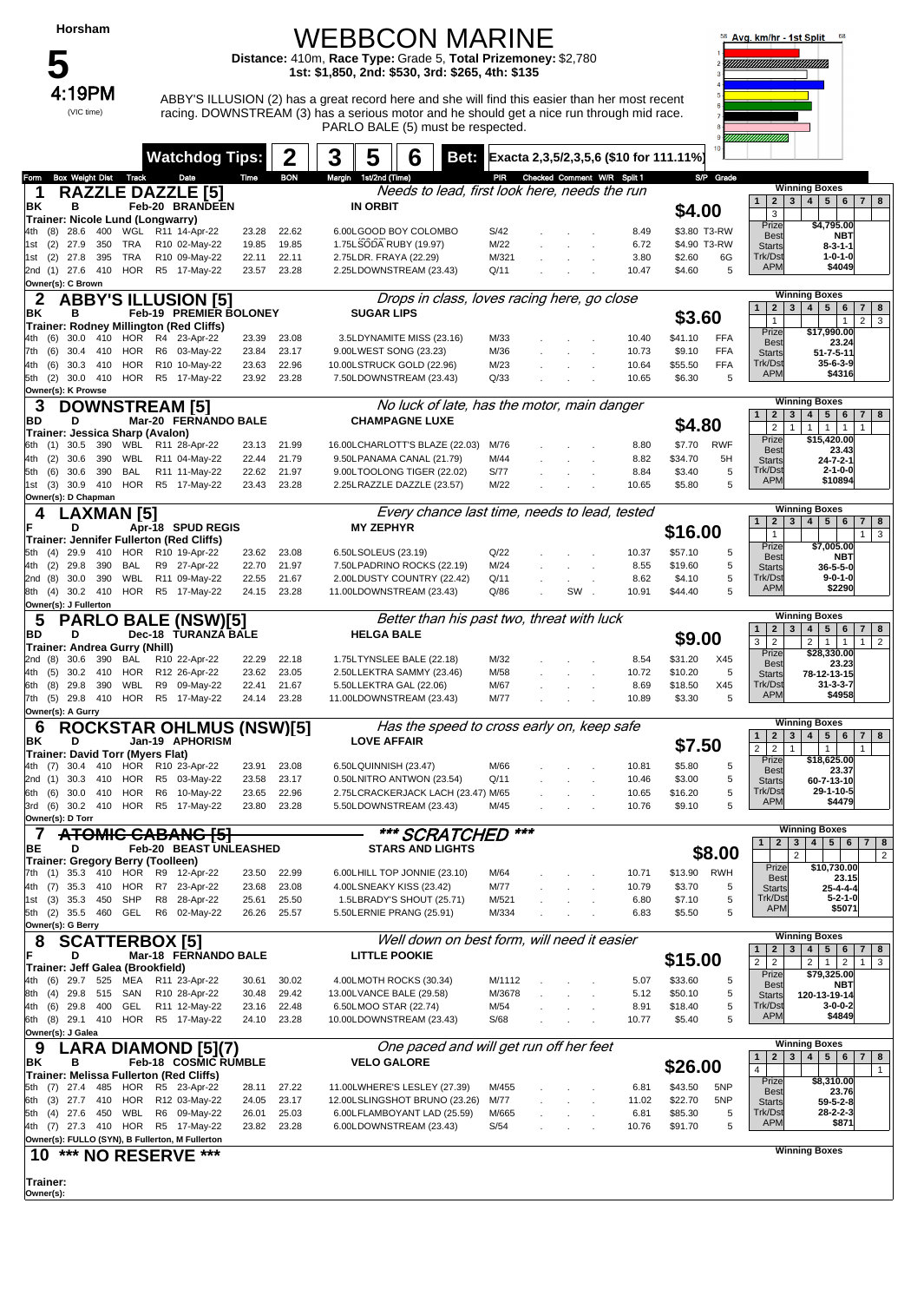# Horsham

## 5

**4:19PM** (VIC time)

# WEBBCON MARINE

**Distance:** 410m, **Race Type:** Grade 5, **Total Prizemoney:** $2,780
**1st: $1,850, 2nd: $530, 3rd: $265, 4th: $135**

ABBY'S ILLUSION (2) has a great record here and she will find this easier than her most recent racing. DOWNSTREAM (3) has a serious motor and he should get a nice run through mid race. PARLO BALE (5) must be respected.

**Watchdog Tips: 2 3 5 6** **Bet:** Exacta 2,3,5/2,3,5,6 ($10 for 111.11%)

---

### 1 RAZZLE DAZZLE [5]
*Needs to lead, first look here, needs the run*

BK B Feb-20 BRANDEEN — IN ORBIT — **$4.00**
Trainer: Nicole Lund (Longwarry)
Owner(s): C Brown

| Form | Box | Weight | Dist | Track | Date | Time | BON | Margin | 1st/2nd (Time) | PIR | Split 1 | S/P | Grade |
|---|---|---|---|---|---|---|---|---|---|---|---|---|---|
| 4th | (8) | 28.6 | 400 | WGL | R11 14-Apr-22 | 23.28 | 22.62 | 6.00 | LGOOD BOY COLOMBO | S/42 | 8.49 | $3.80 | T3-RW |
| 1st | (2) | 27.9 | 350 | TRA | R10 02-May-22 | 19.85 | 19.85 | 1.75 | LSODA RUBY (19.97) | M/22 | 6.72 | $4.90 | T3-RW |
| 1st | (2) | 27.8 | 395 | TRA | R10 09-May-22 | 22.11 | 22.11 | 2.75 | LDR. FRAYA (22.29) | M/321 | 3.80 | $2.60 | 6G |
| 2nd | (1) | 27.6 | 410 | HOR | R5 17-May-22 | 23.57 | 23.28 | 2.25 | LDOWNSTREAM (23.43) | Q/11 | 10.47 | $4.60 | 5 |

Winning Boxes: 3 (box 1). Prize $4,795.00; Best NBT; Starts 8-3-1-1; Trk/Dst 1-0-1-0; APM $4049

---

### 2 ABBY'S ILLUSION [5]
*Drops in class, loves racing here, go close*

BK B Feb-19 PREMIER BOLONEY — SUGAR LIPS — **$3.60**
Trainer: Rodney Millington (Red Cliffs)
Owner(s): K Prowse

| Form | Box | Weight | Dist | Track | Date | Time | BON | Margin | 1st/2nd (Time) | PIR | Split 1 | S/P | Grade |
|---|---|---|---|---|---|---|---|---|---|---|---|---|---|
| 4th | (6) | 30.0 | 410 | HOR | R4 23-Apr-22 | 23.39 | 23.08 | 3.5 | LDYNAMITE MISS (23.16) | M/33 | 10.40 | $41.10 | FFA |
| 7th | (6) | 30.4 | 410 | HOR | R6 03-May-22 | 23.84 | 23.17 | 9.00 | LWEST SONG (23.23) | M/36 | 10.73 | $9.10 | FFA |
| 4th | (6) | 30.3 | 410 | HOR | R10 10-May-22 | 23.63 | 22.96 | 10.00 | LSTRUCK GOLD (22.96) | M/23 | 10.64 | $55.50 | FFA |
| 5th | (2) | 30.0 | 410 | HOR | R5 17-May-22 | 23.92 | 23.28 | 7.50 | LDOWNSTREAM (23.43) | Q/33 | 10.65 | $6.30 | 5 |

Winning Boxes: 1 (box 1), 1 (box 6), 2 (box 7), 3 (box 8). Prize $17,990.00; Best 23.24; Starts 51-7-5-11; Trk/Dst 35-6-3-9; APM $4316

---

### 3 DOWNSTREAM [5]
*No luck of late, has the motor, main danger*

BD D Mar-20 FERNANDO BALE — CHAMPAGNE LUXE — **$4.80**
Trainer: Jessica Sharp (Avalon)
Owner(s): D Chapman

| Form | Box | Weight | Dist | Track | Date | Time | BON | Margin | 1st/2nd (Time) | PIR | Split 1 | S/P | Grade |
|---|---|---|---|---|---|---|---|---|---|---|---|---|---|
| 6th | (1) | 30.5 | 390 | WBL | R11 28-Apr-22 | 23.13 | 21.99 | 16.00 | LCHARLOTT'S BLAZE (22.03) | M/76 | 8.80 | $7.70 | RWF |
| 4th | (2) | 30.6 | 390 | WBL | R11 04-May-22 | 22.44 | 21.79 | 9.50 | LPANAMA CANAL (21.79) | M/44 | 8.82 | $34.70 | 5H |
| 5th | (6) | 30.6 | 390 | BAL | R11 11-May-22 | 22.62 | 21.97 | 9.00 | LTOOLONG TIGER (22.02) | S/77 | 8.84 | $3.40 | 5 |
| 1st | (3) | 30.9 | 410 | HOR | R5 17-May-22 | 23.43 | 23.28 | 2.25 | LRAZZLE DAZZLE (23.57) | M/22 | 10.65 | $5.80 | 5 |

Winning Boxes: 2, 1, 1, 1, 1, 1 (boxes 2–7). Prize $15,420.00; Best 23.43; Starts 24-7-2-1; Trk/Dst 2-1-0-0; APM $10894

---

### 4 LAXMAN [5]
*Every chance last time, needs to lead, tested*

F D Apr-18 SPUD REGIS — MY ZEPHYR — **$16.00**
Trainer: Jennifer Fullerton (Red Cliffs)
Owner(s): J Fullerton

| Form | Box | Weight | Dist | Track | Date | Time | BON | Margin | 1st/2nd (Time) | PIR | Comment | Split 1 | S/P | Grade |
|---|---|---|---|---|---|---|---|---|---|---|---|---|---|---|
| 5th | (4) | 29.9 | 410 | HOR | R10 19-Apr-22 | 23.62 | 23.08 | 6.50 | LSOLEUS (23.19) | Q/22 | | 10.37 | $57.10 | 5 |
| 4th | (2) | 29.8 | 390 | BAL | R9 27-Apr-22 | 22.70 | 21.97 | 7.50 | LPADRINO ROCKS (22.19) | M/24 | | 8.55 | $19.60 | 5 |
| 2nd | (8) | 30.0 | 390 | WBL | R11 09-May-22 | 22.55 | 21.67 | 2.00 | LDUSTY COUNTRY (22.42) | Q/11 | | 8.62 | $4.10 | 5 |
| 8th | (4) | 30.2 | 410 | HOR | R5 17-May-22 | 24.15 | 23.28 | 11.00 | LDOWNSTREAM (23.43) | Q/86 | SW | 10.91 | $44.40 | 5 |

Winning Boxes: 1 (box 1), 1 (box 7), 3 (box 8). Prize $7,005.00; Best NBT; Starts 36-5-5-0; Trk/Dst 9-0-1-0; APM $2290

---

### 5 PARLO BALE (NSW)[5]
*Better than his past two, threat with luck*

BD D Dec-18 TURANZA BALE — HELGA BALE — **$9.00**
Trainer: Andrea Gurry (Nhill)
Owner(s): A Gurry

| Form | Box | Weight | Dist | Track | Date | Time | BON | Margin | 1st/2nd (Time) | PIR | Split 1 | S/P | Grade |
|---|---|---|---|---|---|---|---|---|---|---|---|---|---|
| 2nd | (8) | 30.6 | 390 | BAL | R10 22-Apr-22 | 22.29 | 22.18 | 1.75 | LTYNSLEE BALE (22.18) | M/32 | 8.54 | $31.20 | X45 |
| 4th | (5) | 30.2 | 410 | HOR | R12 26-Apr-22 | 23.62 | 23.05 | 2.50 | LLEKTRA SAMMY (23.46) | M/58 | 10.72 | $10.20 | 5 |
| 6th | (8) | 29.8 | 390 | WBL | R9 09-May-22 | 22.41 | 21.67 | 5.50 | LLEKTRA GAL (22.06) | M/67 | 8.69 | $18.50 | X45 |
| 7th | (5) | 29.8 | 410 | HOR | R5 17-May-22 | 24.14 | 23.28 | 11.00 | LDOWNSTREAM (23.43) | M/77 | 10.89 | $3.30 | 5 |

Winning Boxes: 3, 2, 2, 1, 1, 1, 2 (boxes 1,2,4,5,6,7,8). Prize $28,330.00; Best 23.23; Starts 78-12-13-15; Trk/Dst 31-3-3-7; APM $4958

---

### 6 ROCKSTAR OHLMUS (NSW)[5]
*Has the speed to cross early on, keep safe*

BK D Jan-19 APHORISM — LOVE AFFAIR — **$7.50**
Trainer: David Torr (Myers Flat)
Owner(s): D Torr

| Form | Box | Weight | Dist | Track | Date | Time | BON | Margin | 1st/2nd (Time) | PIR | Split 1 | S/P | Grade |
|---|---|---|---|---|---|---|---|---|---|---|---|---|---|
| 4th | (7) | 30.4 | 410 | HOR | R10 23-Apr-22 | 23.91 | 23.08 | 6.50 | LQUINNISH (23.47) | M/66 | 10.81 | $5.80 | 5 |
| 2nd | (1) | 30.3 | 410 | HOR | R5 03-May-22 | 23.58 | 23.17 | 0.50 | LNITRO ANTWON (23.54) | Q/11 | 10.46 | $3.00 | 5 |
| 6th | (6) | 30.0 | 410 | HOR | R6 10-May-22 | 23.65 | 22.96 | 2.75 | LCRACKERJACK LACH (23.47) | M/65 | 10.65 | $16.20 | 5 |
| 3rd | (6) | 30.2 | 410 | HOR | R5 17-May-22 | 23.80 | 23.28 | 5.50 | LDOWNSTREAM (23.43) | M/45 | 10.76 | $9.10 | 5 |

Winning Boxes: 2, 2, 1, 1, 1. Prize $18,625.00; Best 23.37; Starts 60-7-13-10; Trk/Dst 29-1-10-5; APM $4479

---

### 7 ~~ATOMIC CABANG [5]~~
*** SCRATCHED ***

BE D Feb-20 BEAST UNLEASHED — STARS AND LIGHTS — **$8.00**
Trainer: Gregory Berry (Toolleen)
Owner(s): G Berry

| Form | Box | Weight | Dist | Track | Date | Time | BON | Margin | 1st/2nd (Time) | PIR | Split 1 | S/P | Grade |
|---|---|---|---|---|---|---|---|---|---|---|---|---|---|
| 7th | (1) | 35.3 | 410 | HOR | R9 12-Apr-22 | 23.50 | 22.99 | 6.00 | LHILL TOP JONNIE (23.10) | M/64 | 10.71 | $13.90 | RWH |
| 4th | (7) | 35.3 | 410 | HOR | R7 23-Apr-22 | 23.68 | 23.08 | 4.00 | LSNEAKY KISS (23.42) | M/77 | 10.79 | $3.70 | 5 |
| 1st | (3) | 35.3 | 450 | SHP | R8 28-Apr-22 | 25.61 | 25.50 | 1.5 | LBRADY'S SHOUT (25.71) | M/521 | 6.80 | $7.10 | 5 |
| 5th | (2) | 35.5 | 460 | GEL | R6 02-May-22 | 26.26 | 25.57 | 5.50 | LERNIE PRANG (25.91) | M/334 | 6.83 | $5.50 | 5 |

Winning Boxes: 2 (box 3), 2 (box 8). Prize $10,730.00; Best 23.15; Starts 25-4-4-4; Trk/Dst 5-2-1-0; APM $5071

---

### 8 SCATTERBOX [5]
*Well down on best form, will need it easier*

F D Mar-18 FERNANDO BALE — LITTLE POOKIE — **$15.00**
Trainer: Jeff Galea (Brookfield)
Owner(s): J Galea

| Form | Box | Weight | Dist | Track | Date | Time | BON | Margin | 1st/2nd (Time) | PIR | Split 1 | S/P | Grade |
|---|---|---|---|---|---|---|---|---|---|---|---|---|---|
| 4th | (6) | 29.7 | 525 | MEA | R11 23-Apr-22 | 30.61 | 30.02 | 4.00 | LMOTH ROCKS (30.34) | M/1112 | 5.07 | $33.60 | 5 |
| 8th | (4) | 29.8 | 515 | SAN | R10 28-Apr-22 | 30.48 | 29.42 | 13.00 | LVANCE BALE (29.58) | M/3678 | 5.12 | $50.10 | 5 |
| 4th | (6) | 29.8 | 400 | GEL | R11 12-May-22 | 23.16 | 22.48 | 6.50 | LMOO STAR (22.74) | M/54 | 8.91 | $18.40 | 5 |
| 6th | (8) | 29.1 | 410 | HOR | R5 17-May-22 | 24.10 | 23.28 | 10.00 | LDOWNSTREAM (23.43) | S/68 | 10.77 | $5.40 | 5 |

Winning Boxes: 2, 2, 2, 1, 2, 1, 3. Prize $79,325.00; Best NBT; Starts 120-13-19-14; Trk/Dst 3-0-0-2; APM $4849

---

### 9 LARA DIAMOND [5](7)
*One paced and will get run off her feet*

BK B Feb-18 COSMIC RUMBLE — VELO GALORE — **$26.00**
Trainer: Melissa Fullerton (Red Cliffs)
Owner(s): FULLO (SYN), B Fullerton, M Fullerton

| Form | Box | Weight | Dist | Track | Date | Time | BON | Margin | 1st/2nd (Time) | PIR | Split 1 | S/P | Grade |
|---|---|---|---|---|---|---|---|---|---|---|---|---|---|
| 5th | (7) | 27.4 | 485 | HOR | R5 23-Apr-22 | 28.11 | 27.22 | 11.00 | LWHERE'S LESLEY (27.39) | M/455 | 6.81 | $43.50 | 5NP |
| 6th | (3) | 27.7 | 410 | HOR | R12 03-May-22 | 24.05 | 23.17 | 12.00 | LSLINGSHOT BRUNO (23.26) | M/77 | 11.02 | $22.70 | 5NP |
| 5th | (4) | 27.6 | 450 | WBL | R6 09-May-22 | 26.01 | 25.03 | 6.00 | LFLAMBOYANT LAD (25.59) | M/665 | 6.81 | $85.30 | 5 |
| 4th | (7) | 27.3 | 410 | HOR | R5 17-May-22 | 23.82 | 23.28 | 6.00 | LDOWNSTREAM (23.43) | S/54 | 10.76 | $91.70 | 5 |

Winning Boxes: 4 (box 1), 1 (box 8). Prize $8,310.00; Best 23.76; Starts 59-5-2-8; Trk/Dst 28-2-2-3; APM $871

---

### 10 *** NO RESERVE ***

Trainer:
Owner(s):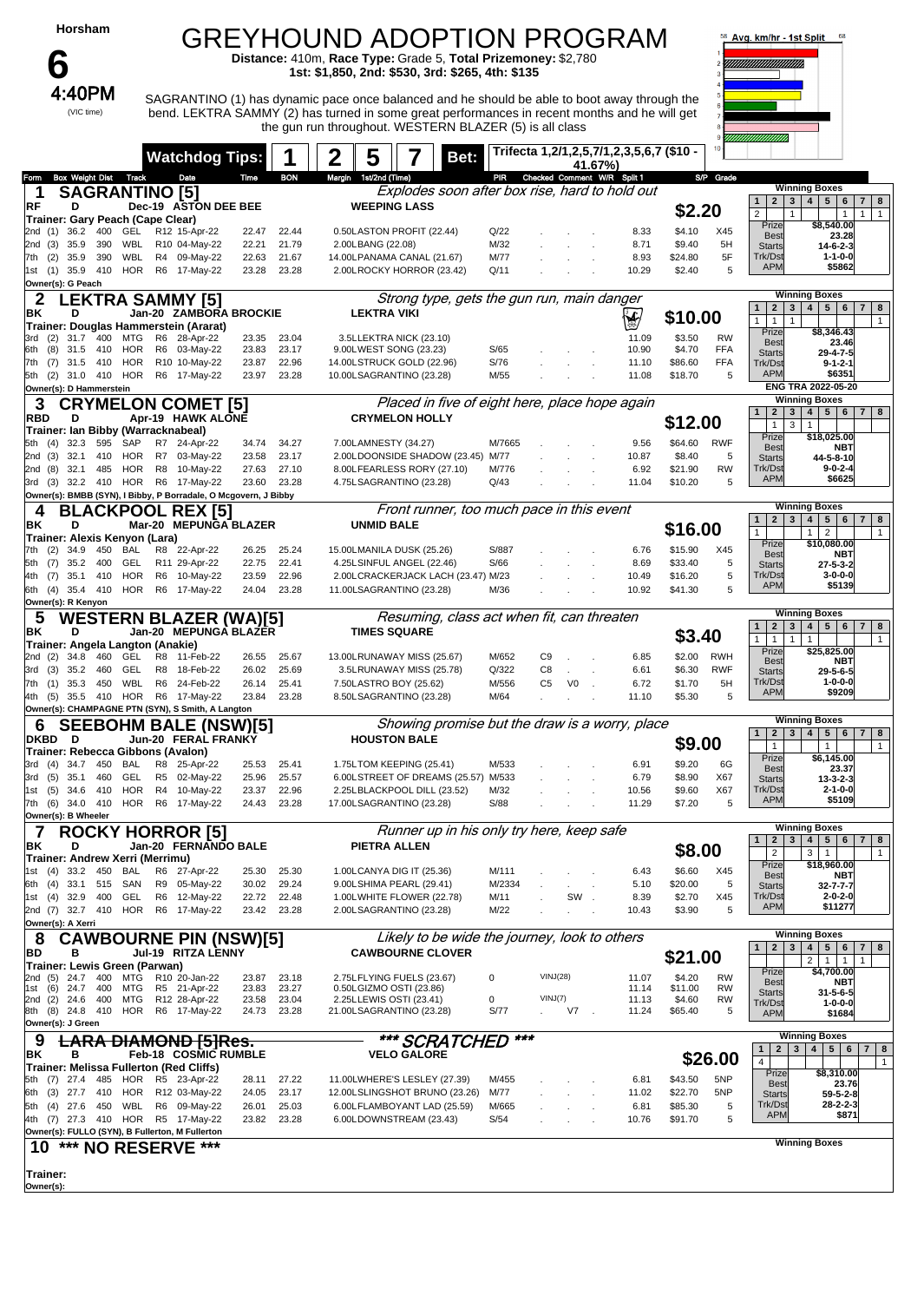# Horsham

# 6

## 4:40PM

(VIC time)

# GREYHOUND ADOPTION PROGRAM

**Distance:** 410m, **Race Type:** Grade 5, **Total Prizemoney:** $2,780

**1st: $1,850, 2nd: $530, 3rd: $265, 4th: $135**

SAGRANTINO (1) has dynamic pace once balanced and he should be able to boot away through the bend. LEKTRA SAMMY (2) has turned in some great performances in recent months and he will get the gun run throughout. WESTERN BLAZER (5) is all class

**Watchdog Tips:** 1 | 2 5 7 | **Bet:** Trifecta 1,2/1,2,5,7/1,2,3,5,6,7 ($10 - 41.67%)

Avg. km/hr - 1st Split

---

## 1 SAGRANTINO [5]

*Explodes soon after box rise, hard to hold out*

RF D Dec-19 ASTON DEE BEE — WEEPING LASS — **$2.20**

Trainer: Gary Peach (Cape Clear)

Owner(s): G Peach

| Form | Box | Weight | Dist | Track | Race | Date | Time | BON | Margin | 1st/2nd (Time) | PIR | Checked | Comment | W/R | Split 1 | S/P | Grade |
|---|---|---|---|---|---|---|---|---|---|---|---|---|---|---|---|---|---|
| 2nd | (1) | 36.2 | 400 | GEL | R12 | 15-Apr-22 | 22.47 | 22.44 | 0.50 | ASTON PROFIT (22.44) | Q/22 | | | | 8.33 | $4.10 | X45 |
| 2nd | (3) | 35.9 | 390 | WBL | R10 | 04-May-22 | 22.21 | 21.79 | 2.00 | LBANG (22.08) | M/32 | | | | 8.71 | $9.40 | 5H |
| 7th | (2) | 35.9 | 390 | WBL | R4 | 09-May-22 | 22.63 | 21.67 | 14.00 | LPANAMA CANAL (21.67) | M/77 | | | | 8.93 | $24.80 | 5F |
| 1st | (1) | 35.9 | 410 | HOR | R6 | 17-May-22 | 23.28 | 23.28 | 2.00 | ROCKY HORROR (23.42) | Q/11 | | | | 10.29 | $2.40 | 5 |

Winning Boxes: 1: 2, 2: 1, 6: 1, 7: 1, 8: 1 | Prize $8,540.00 | Best 23.28 | Starts 14-6-2-3 | Trk/Dst 1-1-0-0 | APM $5862

---

## 2 LEKTRA SAMMY [5]

*Strong type, gets the gun run, main danger*

BK D Jan-20 ZAMBORA BROCKIE — LEKTRA VIKI — **$10.00**

Trainer: Douglas Hammerstein (Ararat)

Owner(s): D Hammerstein

| Form | Box | Weight | Dist | Track | Race | Date | Time | BON | Margin | 1st/2nd (Time) | PIR | Checked | Comment | W/R | Split 1 | S/P | Grade |
|---|---|---|---|---|---|---|---|---|---|---|---|---|---|---|---|---|---|
| 3rd | (2) | 31.7 | 400 | MTG | R6 | 28-Apr-22 | 23.35 | 23.04 | 3.50 | LEKTRA NICK (23.10) | | | | | 11.09 | $3.50 | RW |
| 6th | (8) | 31.5 | 410 | HOR | R6 | 03-May-22 | 23.83 | 23.17 | 9.00 | LWEST SONG (23.23) | S/65 | | | | 10.90 | $4.70 | FFA |
| 7th | (7) | 31.5 | 410 | HOR | R10 | 10-May-22 | 23.87 | 22.96 | 14.00 | LSTRUCK GOLD (22.96) | S/76 | | | | 11.10 | $86.60 | FFA |
| 5th | (2) | 31.0 | 410 | HOR | R6 | 17-May-22 | 23.97 | 23.28 | 10.00 | LSAGRANTINO (23.28) | M/55 | | | | 11.08 | $18.70 | 5 |

Winning Boxes: 1: 1, 2: 1, 3: 1, 8: 1 | Prize $8,346.43 | Best 23.46 | Starts 29-4-7-5 | Trk/Dst 9-1-2-1 | APM $6351 | ENG TRA 2022-05-20

---

## 3 CRYMELON COMET [5]

*Placed in five of eight here, place hope again*

RBD D Apr-19 HAWK ALONE — CRYMELON HOLLY — **$12.00**

Trainer: Ian Bibby (Warracknabeal)

Owner(s): BMBB (SYN), I Bibby, P Borradale, O Mcgovern, J Bibby

| Form | Box | Weight | Dist | Track | Race | Date | Time | BON | Margin | 1st/2nd (Time) | PIR | Checked | Comment | W/R | Split 1 | S/P | Grade |
|---|---|---|---|---|---|---|---|---|---|---|---|---|---|---|---|---|---|
| 5th | (4) | 32.3 | 595 | SAP | R7 | 24-Apr-22 | 34.74 | 34.27 | 7.00 | LAMNESTY (34.27) | M/7665 | | | | 9.56 | $64.60 | RWF |
| 2nd | (3) | 32.1 | 410 | HOR | R7 | 03-May-22 | 23.58 | 23.17 | 2.00 | LDOONSIDE SHADOW (23.45) | M/77 | | | | 10.87 | $8.40 | 5 |
| 2nd | (8) | 32.1 | 485 | HOR | R8 | 10-May-22 | 27.63 | 27.10 | 8.00 | LFEARLESS RORY (27.10) | M/776 | | | | 6.92 | $21.90 | RW |
| 3rd | (3) | 32.2 | 410 | HOR | R6 | 17-May-22 | 23.60 | 23.28 | 4.75 | LSAGRANTINO (23.28) | Q/43 | | | | 11.04 | $10.20 | 5 |

Winning Boxes: 2: 1, 3: 3, 4: 1 | Prize $18,025.00 | Best NBT | Starts 44-5-8-10 | Trk/Dst 9-0-2-4 | APM $6625

---

## 4 BLACKPOOL REX [5]

*Front runner, too much pace in this event*

BK D Mar-20 MEPUNGA BLAZER — UNMID BALE — **$16.00**

Trainer: Alexis Kenyon (Lara)

Owner(s): R Kenyon

| Form | Box | Weight | Dist | Track | Race | Date | Time | BON | Margin | 1st/2nd (Time) | PIR | Checked | Comment | W/R | Split 1 | S/P | Grade |
|---|---|---|---|---|---|---|---|---|---|---|---|---|---|---|---|---|---|
| 7th | (2) | 34.9 | 450 | BAL | R8 | 22-Apr-22 | 26.25 | 25.24 | 15.00 | LMANILA DUSK (25.26) | S/887 | | | | 6.76 | $15.90 | X45 |
| 5th | (7) | 35.2 | 400 | GEL | R11 | 29-Apr-22 | 22.75 | 22.41 | 4.25 | LSINFUL ANGEL (22.46) | S/66 | | | | 8.69 | $33.40 | 5 |
| 4th | (7) | 35.1 | 410 | HOR | R6 | 10-May-22 | 23.59 | 22.96 | 2.00 | LCRACKERJACK LACH (23.47) | M/23 | | | | 10.49 | $16.20 | 5 |
| 6th | (4) | 35.4 | 410 | HOR | R6 | 17-May-22 | 24.04 | 23.28 | 11.00 | LSAGRANTINO (23.28) | M/36 | | | | 10.92 | $41.30 | 5 |

Winning Boxes: 1: 1, 5: 1, 6: 2, 8: 1 | Prize $10,080.00 | Best NBT | Starts 27-5-3-2 | Trk/Dst 3-0-0-0 | APM $5139

---

## 5 WESTERN BLAZER (WA)[5]

*Resuming, class act when fit, can threaten*

BK D Jan-20 MEPUNGA BLAZER — TIMES SQUARE — **$3.40**

Trainer: Angela Langton (Anakie)

Owner(s): CHAMPAGNE PTN (SYN), S Smith, A Langton

| Form | Box | Weight | Dist | Track | Race | Date | Time | BON | Margin | 1st/2nd (Time) | PIR | Checked | Comment | W/R | Split 1 | S/P | Grade |
|---|---|---|---|---|---|---|---|---|---|---|---|---|---|---|---|---|---|
| 2nd | (4) | 34.8 | 460 | GEL | R8 | 11-Feb-22 | 26.55 | 25.67 | 13.00 | LRUNAWAY MISS (25.67) | M/652 | C9 | | | 6.85 | $2.00 | RWH |
| 3rd | (3) | 35.2 | 460 | GEL | R8 | 18-Feb-22 | 26.02 | 25.69 | 3.50 | LRUNAWAY MISS (25.78) | Q/322 | C8 | | | 6.61 | $6.30 | RWF |
| 7th | (1) | 35.3 | 450 | WBL | R6 | 24-Feb-22 | 26.14 | 25.41 | 7.50 | LASTRO BOY (25.62) | M/556 | C5 | V0 | | 6.72 | $1.70 | 5H |
| 4th | (5) | 35.5 | 410 | HOR | R6 | 17-May-22 | 23.84 | 23.28 | 8.50 | LSAGRANTINO (23.28) | M/64 | | | | 11.10 | $5.30 | 5 |

Winning Boxes: 1: 1, 2: 1, 3: 1, 4: 1, 8: 1 | Prize $25,825.00 | Best NBT | Starts 29-5-6-5 | Trk/Dst 1-0-0-0 | APM $9209

---

## 6 SEEBOHM BALE (NSW)[5]

*Showing promise but the draw is a worry, place*

DKBD D Jun-20 FERAL FRANKY — HOUSTON BALE — **$9.00**

Trainer: Rebecca Gibbons (Avalon)

Owner(s): B Wheeler

| Form | Box | Weight | Dist | Track | Race | Date | Time | BON | Margin | 1st/2nd (Time) | PIR | Checked | Comment | W/R | Split 1 | S/P | Grade |
|---|---|---|---|---|---|---|---|---|---|---|---|---|---|---|---|---|---|
| 3rd | (4) | 34.7 | 450 | BAL | R8 | 25-Apr-22 | 25.53 | 25.41 | 1.75 | LTOM KEEPING (25.41) | M/533 | | | | 6.91 | $9.20 | 6G |
| 3rd | (5) | 35.1 | 460 | GEL | R5 | 02-May-22 | 25.96 | 25.57 | 6.00 | LSTREET OF DREAMS (25.57) | M/533 | | | | 6.79 | $8.90 | X67 |
| 1st | (5) | 34.6 | 410 | HOR | R4 | 10-May-22 | 23.37 | 22.96 | 2.25 | LBLACKPOOL DILL (23.52) | M/32 | | | | 10.56 | $9.60 | X67 |
| 7th | (6) | 34.0 | 410 | HOR | R6 | 17-May-22 | 24.43 | 23.28 | 17.00 | LSAGRANTINO (23.28) | S/88 | | | | 11.29 | $7.20 | 5 |

Winning Boxes: 2: 1, 5: 1, 8: 1 | Prize $6,145.00 | Best 23.37 | Starts 13-3-2-3 | Trk/Dst 2-1-0-0 | APM $5109

---

## 7 ROCKY HORROR [5]

*Runner up in his only try here, keep safe*

BK D Jan-20 FERNANDO BALE — PIETRA ALLEN — **$8.00**

Trainer: Andrew Kerr (Merrimu)

Owner(s): A Kerri

| Form | Box | Weight | Dist | Track | Race | Date | Time | BON | Margin | 1st/2nd (Time) | PIR | Checked | Comment | W/R | Split 1 | S/P | Grade |
|---|---|---|---|---|---|---|---|---|---|---|---|---|---|---|---|---|---|
| 1st | (4) | 33.2 | 450 | BAL | R6 | 27-Apr-22 | 25.30 | 25.30 | 1.00 | CANYA DIG IT (25.36) | M/111 | | | | 6.43 | $6.60 | X45 |
| 6th | (4) | 33.1 | 515 | SAN | R9 | 05-May-22 | 30.02 | 29.24 | 9.00 | LSHIMA PEARL (29.41) | M/2334 | | | | 5.10 | $20.00 | 5 |
| 1st | (4) | 32.9 | 400 | GEL | R6 | 12-May-22 | 22.72 | 22.48 | 1.00 | WHITE FLOWER (22.78) | M/11 | | SW | | 8.39 | $2.70 | X45 |
| 2nd | (7) | 32.7 | 410 | HOR | R6 | 17-May-22 | 23.42 | 23.28 | 2.00 | LSAGRANTINO (23.28) | M/22 | | | | 10.43 | $3.90 | 5 |

Winning Boxes: 2: 2, 4: 3, 5: 1, 8: 1 | Prize $18,960.00 | Best NBT | Starts 32-7-7-7 | Trk/Dst 2-0-2-0 | APM $11277

---

## 8 CAWBOURNE PIN (NSW)[5]

*Likely to be wide the journey, look to others*

BD B Jul-19 RITZA LENNY — CAWBOURNE CLOVER — **$21.00**

Trainer: Lewis Green (Parwan)

Owner(s): J Green

| Form | Box | Weight | Dist | Track | Race | Date | Time | BON | Margin | 1st/2nd (Time) | PIR | Checked | Comment | W/R | Split 1 | S/P | Grade |
|---|---|---|---|---|---|---|---|---|---|---|---|---|---|---|---|---|---|
| 2nd | (5) | 24.7 | 400 | MTG | R10 | 20-Jan-22 | 23.87 | 23.18 | 2.75 | LFLYING FUELS (23.67) | 0 | | VINJ(28) | | 11.07 | $4.20 | RW |
| 1st | (6) | 24.7 | 400 | MTG | R5 | 21-Apr-22 | 23.83 | 23.27 | 0.50 | LGIZMO OSTI (23.86) | | | | | 11.14 | $11.00 | RW |
| 2nd | (4) | 24.6 | 400 | MTG | R12 | 28-Apr-22 | 23.58 | 23.04 | 2.25 | LEWIS OSTI (23.41) | 0 | | VINJ(7) | | 11.13 | $4.60 | RW |
| 8th | (8) | 24.8 | 410 | HOR | R6 | 17-May-22 | 24.73 | 23.28 | 21.00 | LSAGRANTINO (23.28) | S/77 | | V7 | | 11.24 | $65.40 | 5 |

Winning Boxes: 4: 2, 5: 1, 6: 1, 7: 1 | Prize $4,700.00 | Best NBT | Starts 31-5-6-5 | Trk/Dst 1-0-0-0 | APM $1684

---

## 9 ~~LARA DIAMOND [5]Res.~~

*** SCRATCHED ***

BK B Feb-18 COSMIC RUMBLE — VELO GALORE — **$26.00**

Trainer: Melissa Fullerton (Red Cliffs)

Owner(s): FULLO (SYN), B Fullerton, M Fullerton

| Form | Box | Weight | Dist | Track | Race | Date | Time | BON | Margin | 1st/2nd (Time) | PIR | Checked | Comment | W/R | Split 1 | S/P | Grade |
|---|---|---|---|---|---|---|---|---|---|---|---|---|---|---|---|---|---|
| 5th | (7) | 27.4 | 485 | HOR | R5 | 23-Apr-22 | 28.11 | 27.22 | 11.00 | LWHERE'S LESLEY (27.39) | M/455 | | | | 6.81 | $43.50 | 5NP |
| 6th | (3) | 27.7 | 410 | HOR | R12 | 03-May-22 | 24.05 | 23.17 | 12.00 | LSLINGSHOT BRUNO (23.26) | M/77 | | | | 11.02 | $22.70 | 5NP |
| 5th | (4) | 27.6 | 450 | WBL | R6 | 09-May-22 | 26.01 | 25.03 | 6.00 | LFLAMBOYANT LAD (25.59) | M/665 | | | | 6.81 | $85.30 | 5 |
| 4th | (7) | 27.3 | 410 | HOR | R5 | 17-May-22 | 23.82 | 23.28 | 6.00 | LDOWNSTREAM (23.43) | S/54 | | | | 10.76 | $91.70 | 5 |

Winning Boxes: 1: 4, 8: 1 | Prize $8,310.00 | Best 23.76 | Starts 59-5-2-8 | Trk/Dst 28-2-2-3 | APM $871

---

## 10 *** NO RESERVE ***

Trainer:

Owner(s):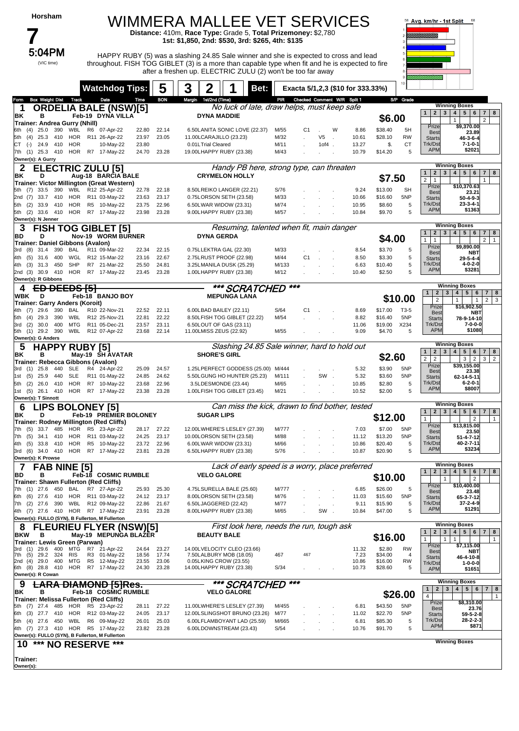Horsham

# 7

5:04PM (VIC time)

# WIMMERA MALLEE VET SERVICES

**Distance:** 410m, **Race Type:** Grade 5, **Total Prizemoney:** $2,780
**1st: $1,850, 2nd: $530, 3rd: $265, 4th: $135**

HAPPY RUBY (5) was a slashing 24.85 Sale winner and she is expected to cross and lead throughout. FISH TOG GIBLET (3) is a more than capable type when fit and he is expected to fire after a freshen up. ELECTRIC ZULU (2) won't be too far away

**Watchdog Tips:** 5 3 2 1 **Bet:** Exacta 5/1,2,3 ($10 for 333.33%)

Avg. km/hr - 1st Split 58–68

| Form | Box | Weight | Dist | Track | Date | Time | BON | Margin | 1st/2nd (Time) | PIR | Checked | Comment | W/R | Split 1 | S/P | Grade |
|---|---|---|---|---|---|---|---|---|---|---|---|---|---|---|---|---|

## 1 ORDELIA BALE (NSW)[5]

*No luck of late, draw helps, must keep safe* — **$6.00**

BK B Feb-19 DYNA VILLA – DYNA MADDIE
Trainer: Andrea Gurry (Nhill)

| Form | Box | Weight | Dist | Track | Race | Date | Time | BON | Margin | 1st/2nd (Time) | PIR | Checked | Comment | W/R | Split 1 | S/P | Grade |
|---|---|---|---|---|---|---|---|---|---|---|---|---|---|---|---|---|---|
| 6th | (4) | 25.0 | 390 | WBL | R6 | 07-Apr-22 | 22.80 | 22.14 | 6.50 | LANITA SONIC LOVE (22.37) | M/55 | C1 | | W | 8.86 | $38.40 | 5H |
| 5th | (4) | 25.3 | 410 | HOR | R11 | 26-Apr-22 | 23.97 | 23.05 | 11.00 | LCARAJILLO (23.23) | M/32 | | V5 | | 10.61 | $28.10 | RW |
| CT | (-) | 24.9 | 410 | HOR | | 10-May-22 | 23.80 | | 0.01 | LTrial Cleared | M/11 | | 1of4 | | 13.27 | $. | CT |
| 7th | (1) | 25.3 | 410 | HOR | R7 | 17-May-22 | 24.70 | 23.28 | 19.00 | LHAPPY RUBY (23.38) | M/43 | | | | 10.79 | $14.20 | 5 |

Owner(s): A Gurry

Winning Boxes: 1: –, 2: –, 3: –, 4: 1, 5: –, 6: –, 7: 2, 8: – | Prize $9,370.00 | Best 23.89 | Starts 46-3-6-4 | Trk/Dst 7-1-0-1 | APM $2021

## 2 ELECTRIC ZULU [5]

*Handy PB here, strong type, can threaten* — **$7.50**

BK D Aug-18 BARCIA BALE – CRYMELON HOLLY
Trainer: Victor Millington (Great Western)

| Form | Box | Weight | Dist | Track | Race | Date | Time | BON | Margin | 1st/2nd (Time) | PIR | Checked | Comment | W/R | Split 1 | S/P | Grade |
|---|---|---|---|---|---|---|---|---|---|---|---|---|---|---|---|---|---|
| 5th | (7) | 33.5 | 390 | WBL | R12 | 25-Apr-22 | 22.78 | 22.18 | 8.50 | LREIKO LANGER (22.21) | S/76 | | | | 9.24 | $13.00 | 5H |
| 2nd | (7) | 33.7 | 410 | HOR | R11 | 03-May-22 | 23.63 | 23.17 | 0.75 | LORSON SETH (23.58) | M/33 | | | | 10.66 | $16.60 | 5NP |
| 5th | (2) | 33.9 | 410 | HOR | R5 | 10-May-22 | 23.75 | 22.96 | 6.50 | LWAR WIDOW (23.31) | M/74 | | | | 10.95 | $8.60 | 5 |
| 5th | (2) | 33.6 | 410 | HOR | R7 | 17-May-22 | 23.98 | 23.28 | 9.00 | LHAPPY RUBY (23.38) | M/57 | | | | 10.84 | $9.70 | 5 |

Owner(s): N Jenner

Winning Boxes: 1: 2, 2: 1, 3: –, 4: –, 5: –, 6: –, 7: 1, 8: – | Prize $10,370.63 | Best 23.21 | Starts 50-4-9-3 | Trk/Dst 23-3-4-1 | APM $1363

## 3 FISH TOG GIBLET [5]

*Resuming, talented when fit, main danger* — **$4.00**

BD D Nov-19 WORM BURNER – DYNA GERDA
Trainer: Daniel Gibbons (Avalon)

| Form | Box | Weight | Dist | Track | Race | Date | Time | BON | Margin | 1st/2nd (Time) | PIR | Checked | Comment | W/R | Split 1 | S/P | Grade |
|---|---|---|---|---|---|---|---|---|---|---|---|---|---|---|---|---|---|
| 3rd | (8) | 31.4 | 390 | BAL | R11 | 09-Mar-22 | 22.34 | 22.15 | 0.75 | LLEKTRA GAL (22.30) | M/33 | | | | 8.54 | $3.70 | 5 |
| 4th | (5) | 31.6 | 400 | WGL | R12 | 15-Mar-22 | 23.16 | 22.67 | 2.75 | LRUST PROOF (22.98) | M/44 | C1 | | | 8.50 | $3.30 | 5 |
| 4th | (3) | 31.3 | 450 | SHP | R7 | 21-Mar-22 | 25.50 | 24.81 | 3.25 | LMANILA DUSK (25.29) | M/133 | | | | 6.63 | $10.40 | 5 |
| 2nd | (3) | 30.9 | 410 | HOR | R7 | 17-May-22 | 23.45 | 23.28 | 1.00 | LHAPPY RUBY (23.38) | M/12 | | | | 10.40 | $2.50 | 5 |

Owner(s): R Gibbons

Winning Boxes: 1: 1, 2: 1, 3: –, 4: –, 5: –, 6: –, 7: 2, 8: 1 | Prize $9,890.00 | Best NBT | Starts 29-5-4-4 | Trk/Dst 4-0-2-0 | APM $3281

## 4 ~~ED DEEDS [5]~~

*** SCRATCHED *** — **$10.00**

WBK D Feb-18 BANJO BOY – MEPUNGA LANA
Trainer: Garry Anders (Koroit)

| Form | Box | Weight | Dist | Track | Race | Date | Time | BON | Margin | 1st/2nd (Time) | PIR | Checked | Comment | W/R | Split 1 | S/P | Grade |
|---|---|---|---|---|---|---|---|---|---|---|---|---|---|---|---|---|---|
| 4th | (7) | 29.6 | 390 | BAL | R10 | 22-Nov-21 | 22.52 | 22.11 | 6.00 | LBAD BAILEY (22.11) | S/64 | C1 | | | 8.69 | $17.00 | T3-5 |
| 5th | (4) | 29.3 | 390 | WBL | R12 | 25-Nov-21 | 22.81 | 22.22 | 8.50 | LFISH TOG GIBLET (22.22) | M/54 | | | | 8.82 | $16.40 | 5NP |
| 3rd | (2) | 30.0 | 400 | MTG | R11 | 05-Dec-21 | 23.57 | 23.11 | 6.50 | LOUT OF GAS (23.11) | | | | | 11.06 | $19.00 | X234 |
| 5th | (1) | 29.2 | 390 | WBL | R12 | 07-Apr-22 | 23.68 | 22.14 | 11.00 | LMISS ZEUS (22.92) | M/55 | | | | 9.09 | $4.70 | 5 |

Owner(s): G Anders

Winning Boxes: 1: –, 2: 2, 3: 1, 4: –, 5: 1, 6: 1, 7: 2, 8: 3 | Prize $16,902.50 | Best NBT | Starts 78-9-14-10 | Trk/Dst 7-0-0-0 | APM $1080

## 5 HAPPY RUBY [5]

*Slashing 24.85 Sale winner, hard to hold out* — **$2.60**

BK B May-19 SH AVATAR – SHORE'S GIRL
Trainer: Rebecca Gibbons (Avalon)

| Form | Box | Weight | Dist | Track | Race | Date | Time | BON | Margin | 1st/2nd (Time) | PIR | Checked | Comment | W/R | Split 1 | S/P | Grade |
|---|---|---|---|---|---|---|---|---|---|---|---|---|---|---|---|---|---|
| 3rd | (1) | 25.8 | 440 | SLE | R4 | 24-Apr-22 | 25.09 | 24.57 | 1.25 | LPERFECT GODDESS (25.00) | M/444 | | | | 5.32 | $3.90 | 5NP |
| 1st | (5) | 25.9 | 440 | SLE | R11 | 01-May-22 | 24.85 | 24.62 | 5.50 | LGUNG HO HUNTER (25.23) | M/111 | | SW | | 5.32 | $3.60 | 5NP |
| 5th | (2) | 26.0 | 410 | HOR | R7 | 10-May-22 | 23.68 | 22.96 | 3.50 | LDESMONDE (23.44) | M/65 | | | | 10.85 | $2.80 | 5 |
| 1st | (5) | 26.1 | 410 | HOR | R7 | 17-May-22 | 23.38 | 23.28 | 1.00 | LFISH TOG GIBLET (23.45) | M/21 | | | | 10.52 | $2.00 | 5 |

Owner(s): T Sinnott

Winning Boxes: 1: 2, 2: 2, 3: –, 4: –, 5: 3, 6: 2, 7: 3, 8: 2 | Prize $39,155.00 | Best 23.38 | Starts 62-14-5-11 | Trk/Dst 6-2-0-1 | APM $8007

## 6 LIPS BOLONEY [5]

*Can miss the kick, drawn to find bother, tested* — **$12.00**

BK D Feb-19 PREMIER BOLONEY – SUGAR LIPS
Trainer: Rodney Millington (Red Cliffs)

| Form | Box | Weight | Dist | Track | Race | Date | Time | BON | Margin | 1st/2nd (Time) | PIR | Checked | Comment | W/R | Split 1 | S/P | Grade |
|---|---|---|---|---|---|---|---|---|---|---|---|---|---|---|---|---|---|
| 7th | (5) | 33.7 | 485 | HOR | R5 | 23-Apr-22 | 28.17 | 27.22 | 12.00 | LWHERE'S LESLEY (27.39) | M/777 | | | | 7.03 | $7.00 | 5NP |
| 7th | (5) | 34.1 | 410 | HOR | R11 | 03-May-22 | 24.25 | 23.17 | 10.00 | LORSON SETH (23.58) | M/88 | | | | 11.12 | $13.20 | 5NP |
| 4th | (5) | 33.8 | 410 | HOR | R5 | 10-May-22 | 23.72 | 22.96 | 6.00 | LWAR WIDOW (23.31) | M/66 | | | | 10.86 | $20.40 | 5 |
| 3rd | (6) | 34.0 | 410 | HOR | R7 | 17-May-22 | 23.81 | 23.28 | 6.50 | LHAPPY RUBY (23.38) | S/76 | | | | 10.87 | $20.90 | 5 |

Owner(s): K Prowse

Winning Boxes: 1: 1, 2: –, 3: –, 4: –, 5: –, 6: 2, 7: –, 8: 1 | Prize $13,815.00 | Best 23.50 | Starts 51-4-7-12 | Trk/Dst 40-2-7-11 | APM $3234

## 7 FAB NINE [5]

*Lack of early speed is a worry, place preferred* — **$10.00**

BD B Feb-18 COSMIC RUMBLE – VELO GALORE
Trainer: Shawn Fullerton (Red Cliffs)

| Form | Box | Weight | Dist | Track | Race | Date | Time | BON | Margin | 1st/2nd (Time) | PIR | Checked | Comment | W/R | Split 1 | S/P | Grade |
|---|---|---|---|---|---|---|---|---|---|---|---|---|---|---|---|---|---|
| 7th | (1) | 27.6 | 450 | BAL | R7 | 27-Apr-22 | 25.93 | 25.30 | 4.75 | LSURELLA BALE (25.60) | M/777 | | | | 6.85 | $26.00 | 5 |
| 6th | (6) | 27.6 | 410 | HOR | R11 | 03-May-22 | 24.12 | 23.17 | 8.00 | LORSON SETH (23.58) | M/76 | | | | 11.03 | $15.60 | 5NP |
| 7th | (2) | 27.6 | 390 | WBL | R12 | 09-May-22 | 22.86 | 21.67 | 6.50 | LJAGGERED (22.42) | M/77 | | | | 9.11 | $15.90 | 5 |
| 4th | (7) | 27.6 | 410 | HOR | R7 | 17-May-22 | 23.91 | 23.28 | 8.00 | LHAPPY RUBY (23.38) | M/65 | | SW | | 10.84 | $47.00 | 5 |

Owner(s): FULLO (SYN), B Fullerton, M Fullerton

Winning Boxes: 1: –, 2: –, 3: 1, 4: –, 5: –, 6: 2, 7: –, 8: – | Prize $10,400.00 | Best 23.48 | Starts 65-3-7-12 | Trk/Dst 37-2-4-9 | APM $1291

## 8 FLEURIEU FLYER (NSW)[5]

*First look here, needs the run, tough ask* — **$16.00**

BKW B May-19 MEPUNGA BLAZER – BEAUTY BALE
Trainer: Lewis Green (Parwan)

| Form | Box | Weight | Dist | Track | Race | Date | Time | BON | Margin | 1st/2nd (Time) | PIR | Checked | Comment | W/R | Split 1 | S/P | Grade |
|---|---|---|---|---|---|---|---|---|---|---|---|---|---|---|---|---|---|
| 3rd | (1) | 29.6 | 400 | MTG | R7 | 21-Apr-22 | 24.64 | 23.27 | 14.00 | LVELOCITY CLEO (23.66) | | | | | 11.32 | $2.80 | RW |
| 7th | (5) | 29.2 | 324 | RIS | R3 | 01-May-22 | 18.56 | 17.74 | 7.50 | LALBURY MOB (18.05) | 467 | 467 | | | 7.23 | $34.00 | 4 |
| 2nd | (4) | 29.0 | 400 | MTG | R5 | 12-May-22 | 23.55 | 23.06 | 0.05 | LKING CROW (23.55) | | | | | 10.86 | $16.00 | RW |
| 6th | (8) | 28.8 | 410 | HOR | R7 | 17-May-22 | 24.30 | 23.28 | 14.00 | LHAPPY RUBY (23.38) | S/34 | | | | 10.73 | $28.60 | 5 |

Owner(s): R Cowan

Winning Boxes: 1: 1, 2: –, 3: 1, 4: 1, 5: –, 6: –, 7: –, 8: 1 | Prize $7,115.00 | Best NBT | Starts 46-4-10-8 | Trk/Dst 1-0-0-0 | APM $1651

## 9 ~~LARA DIAMOND [5]Res.~~

*** SCRATCHED *** — **$26.00**

BK B Feb-18 COSMIC RUMBLE – VELO GALORE
Trainer: Melissa Fullerton (Red Cliffs)

| Form | Box | Weight | Dist | Track | Race | Date | Time | BON | Margin | 1st/2nd (Time) | PIR | Checked | Comment | W/R | Split 1 | S/P | Grade |
|---|---|---|---|---|---|---|---|---|---|---|---|---|---|---|---|---|---|
| 5th | (7) | 27.4 | 485 | HOR | R5 | 23-Apr-22 | 28.11 | 27.22 | 11.00 | LWHERE'S LESLEY (27.39) | M/455 | | | | 6.81 | $43.50 | 5NP |
| 6th | (3) | 27.7 | 410 | HOR | R12 | 03-May-22 | 24.05 | 23.17 | 12.00 | LSLINGSHOT BRUNO (23.26) | M/77 | | | | 11.02 | $22.70 | 5NP |
| 5th | (4) | 27.6 | 450 | WBL | R6 | 09-May-22 | 26.01 | 25.03 | 6.00 | LFLAMBOYANT LAD (25.59) | M/665 | | | | 6.81 | $85.30 | 5 |
| 4th | (7) | 27.3 | 410 | HOR | R5 | 17-May-22 | 23.82 | 23.28 | 6.00 | LDOWNSTREAM (23.43) | S/54 | | | | 10.76 | $91.70 | 5 |

Owner(s): FULLO (SYN), B Fullerton, M Fullerton

Winning Boxes: 1: 4, 2: –, 3: –, 4: –, 5: –, 6: –, 7: –, 8: 1 | Prize $8,310.00 | Best 23.76 | Starts 59-5-2-8 | Trk/Dst 28-2-2-3 | APM $871

## 10 *** NO RESERVE ***

Trainer:
Owner(s):

Winning Boxes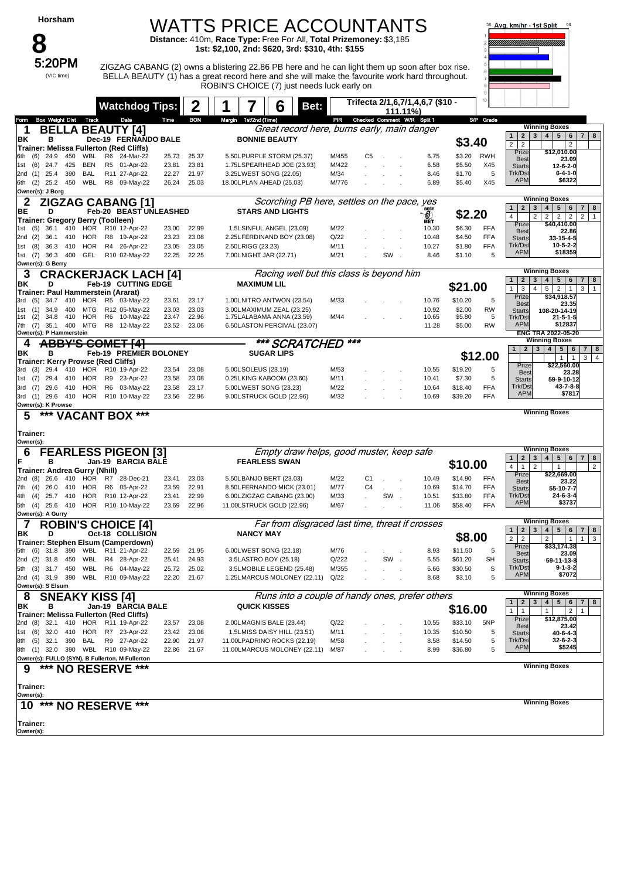Horsham

# 8

**5:20PM** (VIC time)

# WATTS PRICE ACCOUNTANTS

**Distance:** 410m, **Race Type:** Free For All, **Total Prizemoney:** $3,185
**1st: $2,100, 2nd: $620, 3rd: $310, 4th: $155**

ZIGZAG CABANG (2) owns a blistering 22.86 PB here and he can light them up soon after box rise. BELLA BEAUTY (1) has a great record here and she will make the favourite work hard throughout. ROBIN'S CHOICE (7) just needs luck early on

Avg. km/hr - 1st Split

**Watchdog Tips:** 2 | 1 | 7 | 6 | Bet: Trifecta 2/1,6,7/1,4,6,7 ($10 - 111.11%)

---

## 1 BELLA BEAUTY [4]
*Great record here, burns early, main danger*

BK B Dec-19 FERNANDO BALE — BONNIE BEAUTY — **$3.40**
Trainer: Melissa Fullerton (Red Cliffs)
Owner(s): J Borg

| Form | Box | Weight | Dist | Track | Race | Date | Time | BON | Margin | 1st/2nd (Time) | PIR | Checked | Comment | W/R | Split 1 | S/P | Grade |
|---|---|---|---|---|---|---|---|---|---|---|---|---|---|---|---|---|---|
| 6th | (6) | 24.9 | 450 | WBL | R6 | 24-Mar-22 | 25.73 | 25.37 | 5.50L | PURPLE STORM (25.37) | M/455 | C5 | | | 6.75 | $3.20 | RWH |
| 1st | (6) | 24.7 | 425 | BEN | R5 | 01-Apr-22 | 23.81 | 23.81 | 1.75L | SPEARHEAD JOE (23.93) | M/422 | | | | 6.58 | $5.50 | X45 |
| 2nd | (1) | 25.4 | 390 | BAL | R11 | 27-Apr-22 | 22.27 | 21.97 | 3.25L | WEST SONG (22.05) | M/34 | | | | 8.46 | $1.70 | 5 |
| 6th | (2) | 25.2 | 450 | WBL | R8 | 09-May-22 | 26.24 | 25.03 | 18.00L | PLAN AHEAD (25.03) | M/776 | | | | 6.89 | $5.40 | X45 |

Winning Boxes: 1: 2, 2: 2, 6: 2 | Prize $12,010.00 | Best 23.09 | Starts 12-6-2-0 | Trk/Dst 6-4-1-0 | APM $6322

## 2 ZIGZAG CABANG [1]
*Scorching PB here, settles on the pace, yes*

BE D Feb-20 BEAST UNLEASHED — STARS AND LIGHTS — BEST BET — **$2.20**
Trainer: Gregory Berry (Toolleen)
Owner(s): G Berry

| Form | Box | Weight | Dist | Track | Race | Date | Time | BON | Margin | 1st/2nd (Time) | PIR | Checked | Comment | W/R | Split 1 | S/P | Grade |
|---|---|---|---|---|---|---|---|---|---|---|---|---|---|---|---|---|---|
| 1st | (5) | 36.1 | 410 | HOR | R10 | 12-Apr-22 | 23.00 | 22.99 | 1.5L | SINFUL ANGEL (23.09) | M/22 | | | | 10.30 | $6.30 | FFA |
| 2nd | (2) | 36.1 | 410 | HOR | R8 | 19-Apr-22 | 23.23 | 23.08 | 2.25L | FERDINAND BOY (23.08) | Q/22 | | | | 10.48 | $4.50 | FFA |
| 1st | (8) | 36.3 | 410 | HOR | R4 | 26-Apr-22 | 23.05 | 23.05 | 2.50L | RIGG (23.23) | M/11 | | | | 10.27 | $1.80 | FFA |
| 1st | (7) | 36.3 | 400 | GEL | R10 | 02-May-22 | 22.25 | 22.25 | 7.00L | NIGHT JAR (22.71) | M/21 | | SW | | 8.46 | $1.10 | 5 |

Winning Boxes: 1: 4, 3: 2, 4: 2, 5: 2, 6: 2, 7: 2, 8: 1 | Prize $40,410.00 | Best 22.86 | Starts 33-15-4-5 | Trk/Dst 10-5-2-2 | APM $18359

## 3 CRACKERJACK LACH [4]
*Racing well but this class is beyond him*

BK D Feb-19 CUTTING EDGE — MAXIMUM LIL — **$21.00**
Trainer: Paul Hammerstein (Ararat)
Owner(s): P Hammerstein

| Form | Box | Weight | Dist | Track | Race | Date | Time | BON | Margin | 1st/2nd (Time) | PIR | Checked | Comment | W/R | Split 1 | S/P | Grade |
|---|---|---|---|---|---|---|---|---|---|---|---|---|---|---|---|---|---|
| 3rd | (5) | 34.7 | 410 | HOR | R5 | 03-May-22 | 23.61 | 23.17 | 1.00L | NITRO ANTWON (23.54) | M/33 | | | | 10.76 | $10.20 | 5 |
| 1st | (1) | 34.9 | 400 | MTG | R12 | 05-May-22 | 23.03 | 23.03 | 3.00L | MAXIMUM ZEAL (23.25) | | | | | 10.92 | $2.00 | RW |
| 1st | (2) | 34.8 | 410 | HOR | R6 | 10-May-22 | 23.47 | 22.96 | 1.75L | ALABAMA ANNA (23.59) | M/44 | | | | 10.65 | $5.80 | 5 |
| 7th | (7) | 35.1 | 400 | MTG | R8 | 12-May-22 | 23.52 | 23.06 | 6.50L | ASTON PERCIVAL (23.07) | | | | | 11.28 | $5.00 | RW |

Winning Boxes: 1: 1, 2: 3, 3: 4, 4: 5, 5: 2, 6: 1, 7: 3, 8: 1 | Prize $34,918.57 | Best 23.35 | Starts 108-20-14-19 | Trk/Dst 21-5-1-5 | APM $12837 | ENG TRA 2022-05-20

## 4 ~~ABBY'S COMET [4]~~
*** SCRATCHED ***

BK B Feb-19 PREMIER BOLONEY — SUGAR LIPS — **$12.00**
Trainer: Kerry Prowse (Red Cliffs)
Owner(s): K Prowse

| Form | Box | Weight | Dist | Track | Race | Date | Time | BON | Margin | 1st/2nd (Time) | PIR | Checked | Comment | W/R | Split 1 | S/P | Grade |
|---|---|---|---|---|---|---|---|---|---|---|---|---|---|---|---|---|---|
| 3rd | (3) | 29.4 | 410 | HOR | R10 | 19-Apr-22 | 23.54 | 23.08 | 5.00L | SOLEUS (23.19) | M/53 | | | | 10.55 | $19.20 | 5 |
| 1st | (7) | 29.4 | 410 | HOR | R9 | 23-Apr-22 | 23.58 | 23.08 | 0.25L | KING KABOOM (23.60) | M/11 | | | | 10.41 | $7.30 | 5 |
| 3rd | (7) | 29.6 | 410 | HOR | R6 | 03-May-22 | 23.58 | 23.17 | 5.00L | WEST SONG (23.23) | M/22 | | | | 10.64 | $18.40 | FFA |
| 3rd | (1) | 29.6 | 410 | HOR | R10 | 10-May-22 | 23.56 | 22.96 | 9.00L | STRUCK GOLD (22.96) | M/32 | | | | 10.69 | $39.20 | FFA |

Winning Boxes: 5: 1, 6: 1, 7: 3, 8: 4 | Prize $22,560.00 | Best 23.28 | Starts 59-9-10-12 | Trk/Dst 43-7-8-8 | APM $7817

## 5 *** VACANT BOX ***

Trainer:
Owner(s):

## 6 FEARLESS PIGEON [3]
*Empty draw helps, good muster, keep safe*

F B Jan-19 BARCIA BALE — FEARLESS SWAN — **$10.00**
Trainer: Andrea Gurry (Nhill)
Owner(s): A Gurry

| Form | Box | Weight | Dist | Track | Race | Date | Time | BON | Margin | 1st/2nd (Time) | PIR | Checked | Comment | W/R | Split 1 | S/P | Grade |
|---|---|---|---|---|---|---|---|---|---|---|---|---|---|---|---|---|---|
| 2nd | (8) | 26.6 | 410 | HOR | R7 | 28-Dec-21 | 23.41 | 23.03 | 5.50L | BANJO BERT (23.03) | M/22 | C1 | | | 10.49 | $14.90 | FFA |
| 7th | (4) | 26.0 | 410 | HOR | R6 | 05-Apr-22 | 23.59 | 22.91 | 8.50L | FERNANDO MICK (23.01) | M/77 | C4 | | | 10.69 | $14.70 | FFA |
| 4th | (4) | 25.7 | 410 | HOR | R10 | 12-Apr-22 | 23.41 | 22.99 | 6.00L | ZIGZAG CABANG (23.00) | M/33 | | SW | | 10.51 | $33.80 | FFA |
| 5th | (4) | 25.6 | 410 | HOR | R10 | 10-May-22 | 23.69 | 22.96 | 11.00L | STRUCK GOLD (22.96) | M/67 | | | | 11.06 | $58.40 | FFA |

Winning Boxes: 1: 4, 2: 1, 3: 2, 5: 1, 8: 2 | Prize $22,669.00 | Best 23.22 | Starts 55-10-7-7 | Trk/Dst 24-6-3-4 | APM $3737

## 7 ROBIN'S CHOICE [4]
*Far from disgraced last time, threat if crosses*

BK D Oct-18 COLLISION — NANCY MAY — **$8.00**
Trainer: Stephen Elsum (Camperdown)
Owner(s): S Elsum

| Form | Box | Weight | Dist | Track | Race | Date | Time | BON | Margin | 1st/2nd (Time) | PIR | Checked | Comment | W/R | Split 1 | S/P | Grade |
|---|---|---|---|---|---|---|---|---|---|---|---|---|---|---|---|---|---|
| 5th | (6) | 31.8 | 390 | WBL | R11 | 21-Apr-22 | 22.59 | 21.95 | 6.00L | WEST SONG (22.18) | M/76 | | | | 8.93 | $11.50 | 5 |
| 2nd | (2) | 31.8 | 450 | WBL | R4 | 28-Apr-22 | 25.41 | 24.93 | 3.5L | ASTRO BOY (25.18) | Q/222 | | SW | | 6.55 | $61.20 | SH |
| 5th | (3) | 31.7 | 450 | WBL | R6 | 04-May-22 | 25.72 | 25.02 | 3.5L | MOBILE LEGEND (25.48) | M/355 | | | | 6.66 | $30.50 | S |
| 2nd | (4) | 31.9 | 390 | WBL | R10 | 09-May-22 | 22.20 | 21.67 | 1.25L | MARCUS MOLONEY (22.11) | Q/22 | | | | 8.68 | $3.10 | 5 |

Winning Boxes: 1: 2, 2: 2, 4: 2, 6: 1, 7: 1, 8: 3 | Prize $33,174.38 | Best 23.09 | Starts 59-11-13-8 | Trk/Dst 9-1-3-2 | APM $7072

## 8 SNEAKY KISS [4]
*Runs into a couple of handy ones, prefer others*

BK B Jan-19 BARCIA BALE — QUICK KISSES — **$16.00**
Trainer: Melissa Fullerton (Red Cliffs)
Owner(s): FULLO (SYN), B Fullerton, M Fullerton

| Form | Box | Weight | Dist | Track | Race | Date | Time | BON | Margin | 1st/2nd (Time) | PIR | Checked | Comment | W/R | Split 1 | S/P | Grade |
|---|---|---|---|---|---|---|---|---|---|---|---|---|---|---|---|---|---|
| 2nd | (8) | 32.1 | 410 | HOR | R11 | 19-Apr-22 | 23.57 | 23.08 | 2.00L | MAGNIS BALE (23.44) | Q/22 | | | | 10.55 | $33.10 | 5NP |
| 1st | (6) | 32.0 | 410 | HOR | R7 | 23-Apr-22 | 23.42 | 23.08 | 1.5L | MISS DAISY HILL (23.51) | M/11 | | | | 10.35 | $10.50 | 5 |
| 8th | (5) | 32.1 | 390 | BAL | R9 | 27-Apr-22 | 22.90 | 21.97 | 11.00L | PADRINO ROCKS (22.19) | M/58 | | | | 8.58 | $14.50 | 5 |
| 8th | (1) | 32.0 | 390 | WBL | R10 | 09-May-22 | 22.86 | 21.67 | 11.00L | MARCUS MOLONEY (22.11) | M/87 | | | | 8.99 | $36.80 | 5 |

Winning Boxes: 1: 1, 3: 1, 6: 2, 7: 1 | Prize $12,875.00 | Best 23.42 | Starts 40-6-4-3 | Trk/Dst 32-6-2-3 | APM $5245

## 9 *** NO RESERVE ***

Trainer:
Owner(s):

## 10 *** NO RESERVE ***

Trainer:
Owner(s):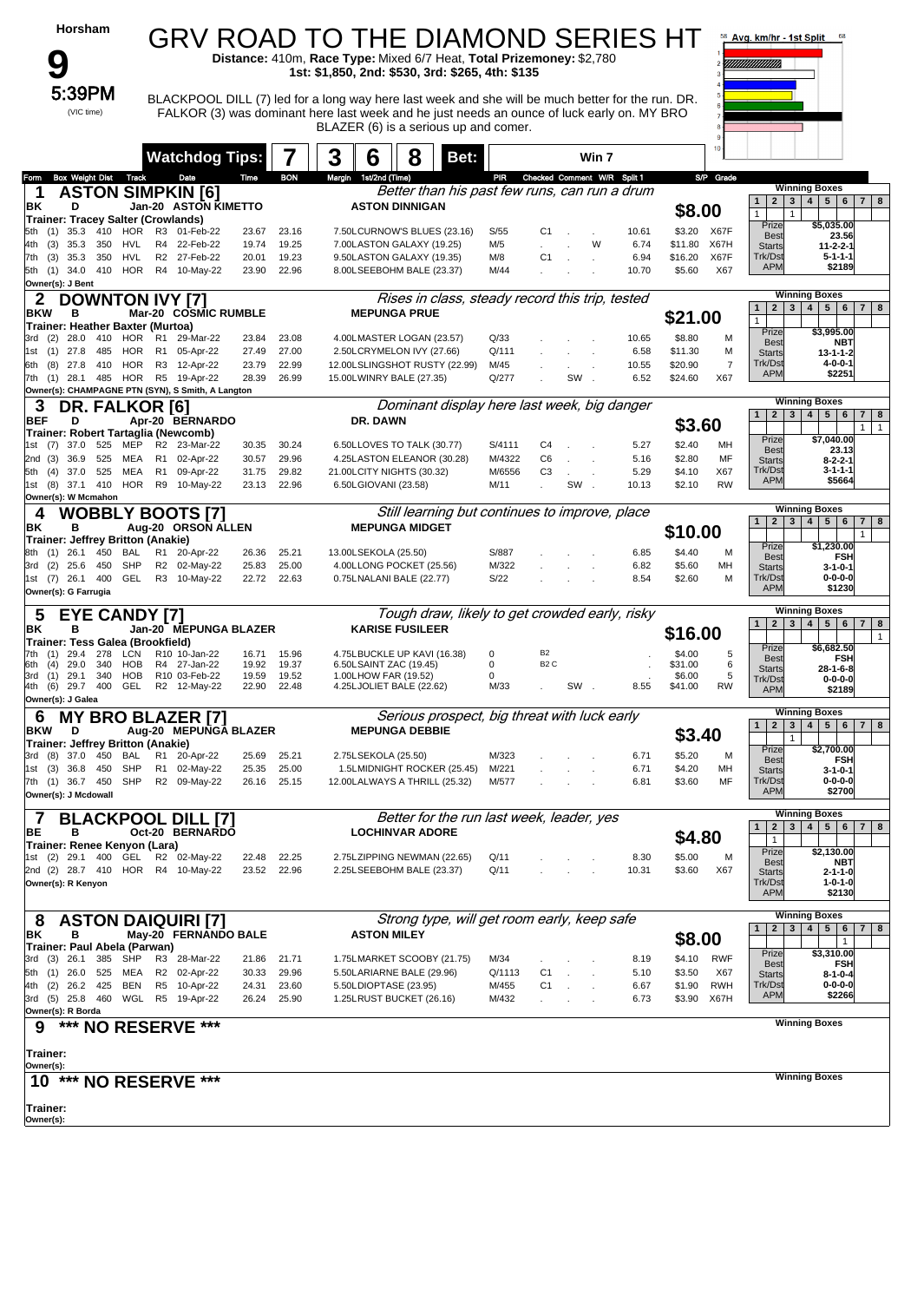# Horsham

## 9

**5:39PM** (VIC time)

# GRV ROAD TO THE DIAMOND SERIES HT

**Distance:** 410m, **Race Type:** Mixed 6/7 Heat, **Total Prizemoney:** $2,780
**1st: $1,850, 2nd: $530, 3rd: $265, 4th: $135**

BLACKPOOL DILL (7) led for a long way here last week and she will be much better for the run. DR. FALKOR (3) was dominant here last week and he just needs an ounce of luck early on. MY BRO BLAZER (6) is a serious up and comer.

**Watchdog Tips:** 7 | 3 | 6 | 8 | Bet: Win 7

---

### 1 ASTON SIMPKIN [6]

*Better than his past few runs, can run a drum*

BK D Jan-20 ASTON KIMETTO — ASTON DINNIGAN — **$8.00**
Trainer: Tracey Salter (Crowlands)

| Form | Box | Weight | Dist | Track | Race | Date | Time | BON | Margin | 1st/2nd (Time) | PIR | Checked | Comment | W/R | Split 1 | S/P | Grade |
|---|---|---|---|---|---|---|---|---|---|---|---|---|---|---|---|---|---|
| 5th | (1) | 35.3 | 410 | HOR | R3 | 01-Feb-22 | 23.67 | 23.16 | 7.50L | CURNOW'S BLUES (23.16) | S/55 | C1 | | | 10.61 | $3.20 | X67F |
| 4th | (3) | 35.3 | 350 | HVL | R4 | 22-Feb-22 | 19.74 | 19.25 | 7.00L | ASTON GALAXY (19.25) | M/5 | | | W | 6.74 | $11.80 | X67H |
| 7th | (3) | 35.3 | 350 | HVL | R2 | 27-Feb-22 | 20.01 | 19.23 | 9.50L | ASTON GALAXY (19.35) | M/8 | C1 | | | 6.94 | $16.20 | X67F |
| 5th | (1) | 34.0 | 410 | HOR | R4 | 10-May-22 | 23.90 | 22.96 | 8.00L | SEEBOHM BALE (23.37) | M/44 | | | | 10.70 | $5.60 | X67 |

Owner(s): J Bent

Winning Boxes: 1: 1, 3: 1 | Prize $5,035.00 | Best 23.56 | Starts 11-2-2-1 | Trk/Dst 5-1-1-1 | APM $2189

### 2 DOWNTON IVY [7]

*Rises in class, steady record this trip, tested*

BKW B Mar-20 COSMIC RUMBLE — MEPUNGA PRUE — **$21.00**
Trainer: Heather Baxter (Murtoa)

| Form | Box | Weight | Dist | Track | Race | Date | Time | BON | Margin | 1st/2nd (Time) | PIR | Checked | Comment | W/R | Split 1 | S/P | Grade |
|---|---|---|---|---|---|---|---|---|---|---|---|---|---|---|---|---|---|
| 3rd | (2) | 28.0 | 410 | HOR | R1 | 29-Mar-22 | 23.84 | 23.08 | 4.00L | MASTER LOGAN (23.57) | Q/33 | | | | 10.65 | $8.80 | M |
| 1st | (1) | 27.8 | 485 | HOR | R1 | 05-Apr-22 | 27.49 | 27.00 | 2.50L | CRYMELON IVY (27.66) | Q/111 | | | | 6.58 | $11.30 | M |
| 6th | (8) | 27.8 | 410 | HOR | R3 | 12-Apr-22 | 23.79 | 22.99 | 12.00L | SLINGSHOT RUSTY (22.99) | M/45 | | | | 10.55 | $20.90 | 7 |
| 7th | (1) | 28.1 | 485 | HOR | R5 | 19-Apr-22 | 28.39 | 26.99 | 15.00L | WINRY BALE (27.35) | Q/277 | | SW | | 6.52 | $24.60 | X67 |

Owner(s): CHAMPAGNE PTN (SYN), S Smith, A Langton

Winning Boxes: 1: 1 | Prize $3,995.00 | Best NBT | Starts 13-1-1-2 | Trk/Dst 4-0-0-1 | APM $2251

### 3 DR. FALKOR [6]

*Dominant display here last week, big danger*

BEF D Apr-20 BERNARDO — DR. DAWN — **$3.60**
Trainer: Robert Tartaglia (Newcomb)

| Form | Box | Weight | Dist | Track | Race | Date | Time | BON | Margin | 1st/2nd (Time) | PIR | Checked | Comment | W/R | Split 1 | S/P | Grade |
|---|---|---|---|---|---|---|---|---|---|---|---|---|---|---|---|---|---|
| 1st | (7) | 37.0 | 525 | MEP | R2 | 23-Mar-22 | 30.35 | 30.24 | 6.50L | LOVES TO TALK (30.77) | S/4111 | C4 | | | 5.27 | $2.40 | MH |
| 2nd | (3) | 36.9 | 525 | MEA | R1 | 02-Apr-22 | 30.57 | 29.96 | 4.25L | ASTON ELEANOR (30.28) | M/4322 | C6 | | | 5.16 | $2.80 | MF |
| 5th | (4) | 37.0 | 525 | MEA | R1 | 09-Apr-22 | 31.75 | 29.82 | 21.00L | CITY NIGHTS (30.32) | M/6556 | C3 | | | 5.29 | $4.10 | X67 |
| 1st | (8) | 37.1 | 410 | HOR | R9 | 10-May-22 | 23.13 | 22.96 | 6.50L | GIOVANI (23.58) | M/11 | | SW | | 10.13 | $2.10 | RW |

Owner(s): W Mcmahon

Winning Boxes: 7: 1, 8: 1 | Prize $7,040.00 | Best 23.13 | Starts 8-2-2-1 | Trk/Dst 3-1-1-1 | APM $5664

### 4 WOBBLY BOOTS [7]

*Still learning but continues to improve, place*

BK B Aug-20 ORSON ALLEN — MEPUNGA MIDGET — **$10.00**
Trainer: Jeffrey Britton (Anakie)

| Form | Box | Weight | Dist | Track | Race | Date | Time | BON | Margin | 1st/2nd (Time) | PIR | Checked | Comment | W/R | Split 1 | S/P | Grade |
|---|---|---|---|---|---|---|---|---|---|---|---|---|---|---|---|---|---|
| 8th | (1) | 26.1 | 450 | BAL | R1 | 20-Apr-22 | 26.36 | 25.21 | 13.00L | SEKOLA (25.50) | S/887 | | | | 6.85 | $4.40 | M |
| 3rd | (2) | 25.6 | 450 | SHP | R2 | 02-May-22 | 25.83 | 25.00 | 4.00L | LONG POCKET (25.56) | M/322 | | | | 6.82 | $5.60 | MH |
| 1st | (7) | 26.1 | 400 | GEL | R3 | 10-May-22 | 22.72 | 22.63 | 0.75L | NALANI BALE (22.77) | S/22 | | | | 8.54 | $2.60 | M |

Owner(s): G Farrugia

Winning Boxes: 7: 1 | Prize $1,230.00 | Best FSH | Starts 3-1-0-1 | Trk/Dst 0-0-0-0 | APM $1230

### 5 EYE CANDY [7]

*Tough draw, likely to get crowded early, risky*

BK B Jan-20 MEPUNGA BLAZER — KARISE FUSILEER — **$16.00**
Trainer: Tess Galea (Brookfield)

| Form | Box | Weight | Dist | Track | Race | Date | Time | BON | Margin | 1st/2nd (Time) | PIR | Checked | Comment | W/R | Split 1 | S/P | Grade |
|---|---|---|---|---|---|---|---|---|---|---|---|---|---|---|---|---|---|
| 7th | (1) | 29.4 | 278 | LCN | R10 | 10-Jan-22 | 16.71 | 15.96 | 4.75L | BUCKLE UP KAVI (16.38) | 0 | B2 | | | . | $4.00 | 5 |
| 6th | (4) | 29.0 | 340 | HOB | R4 | 27-Jan-22 | 19.92 | 19.37 | 6.50L | SAINT ZAC (19.45) | 0 | B2 C | | | . | $31.00 | 6 |
| 3rd | (1) | 29.1 | 340 | HOB | R10 | 03-Feb-22 | 19.59 | 19.52 | 1.00L | HOW FAR (19.52) | 0 | | | | . | $6.00 | 5 |
| 4th | (6) | 29.7 | 400 | GEL | R2 | 12-May-22 | 22.90 | 22.48 | 4.25L | JOLIET BALE (22.62) | M/33 | | SW | | 8.55 | $41.00 | RW |

Owner(s): J Galea

Winning Boxes: 8: 1 | Prize $6,682.50 | Best FSH | Starts 28-1-6-8 | Trk/Dst 0-0-0-0 | APM $2189

### 6 MY BRO BLAZER [7]

*Serious prospect, big threat with luck early*

BKW D Aug-20 MEPUNGA BLAZER — MEPUNGA DEBBIE — **$3.40**
Trainer: Jeffrey Britton (Anakie)

| Form | Box | Weight | Dist | Track | Race | Date | Time | BON | Margin | 1st/2nd (Time) | PIR | Checked | Comment | W/R | Split 1 | S/P | Grade |
|---|---|---|---|---|---|---|---|---|---|---|---|---|---|---|---|---|---|
| 3rd | (8) | 37.0 | 450 | BAL | R1 | 20-Apr-22 | 25.69 | 25.21 | 2.75L | SEKOLA (25.50) | M/323 | | | | 6.71 | $5.20 | M |
| 1st | (3) | 36.8 | 450 | SHP | R1 | 02-May-22 | 25.35 | 25.00 | 1.5L | MIDNIGHT ROCKER (25.45) | M/221 | | | | 6.71 | $4.20 | MH |
| 7th | (1) | 36.7 | 450 | SHP | R2 | 09-May-22 | 26.16 | 25.15 | 12.00L | ALWAYS A THRILL (25.32) | M/577 | | | | 6.81 | $3.60 | MF |

Owner(s): J Mcdowall

Winning Boxes: 3: 1 | Prize $2,700.00 | Best FSH | Starts 3-1-0-1 | Trk/Dst 0-0-0-0 | APM $2700

### 7 BLACKPOOL DILL [7]

*Better for the run last week, leader, yes*

BE B Oct-20 BERNARDO — LOCHINVAR ADORE — **$4.80**
Trainer: Renee Kenyon (Lara)

| Form | Box | Weight | Dist | Track | Race | Date | Time | BON | Margin | 1st/2nd (Time) | PIR | Checked | Comment | W/R | Split 1 | S/P | Grade |
|---|---|---|---|---|---|---|---|---|---|---|---|---|---|---|---|---|---|
| 1st | (2) | 29.1 | 400 | GEL | R2 | 02-May-22 | 22.48 | 22.25 | 2.75L | ZIPPING NEWMAN (22.65) | Q/11 | | | | 8.30 | $5.00 | M |
| 2nd | (2) | 28.7 | 410 | HOR | R4 | 10-May-22 | 23.52 | 22.96 | 2.25L | SEEBOHM BALE (23.37) | Q/11 | | | | 10.31 | $3.60 | X67 |

Owner(s): R Kenyon

Winning Boxes: 2: 1 | Prize $2,130.00 | Best NBT | Starts 2-1-1-0 | Trk/Dst 1-0-1-0 | APM $2130

### 8 ASTON DAIQUIRI [7]

*Strong type, will get room early, keep safe*

BK B May-20 FERNANDO BALE — ASTON MILEY — **$8.00**
Trainer: Paul Abela (Parwan)

| Form | Box | Weight | Dist | Track | Race | Date | Time | BON | Margin | 1st/2nd (Time) | PIR | Checked | Comment | W/R | Split 1 | S/P | Grade |
|---|---|---|---|---|---|---|---|---|---|---|---|---|---|---|---|---|---|
| 3rd | (3) | 26.1 | 385 | SHP | R3 | 28-Mar-22 | 21.86 | 21.71 | 1.75L | MARKET SCOOBY (21.75) | M/34 | | | | 8.19 | $4.10 | RWF |
| 5th | (1) | 26.0 | 525 | MEA | R2 | 02-Apr-22 | 30.33 | 29.96 | 5.50L | ARIARNE BALE (29.96) | Q/1113 | C1 | | | 5.10 | $3.50 | X67 |
| 4th | (2) | 26.2 | 425 | BEN | R5 | 10-Apr-22 | 24.31 | 23.60 | 5.50L | DIOPTASE (23.95) | M/455 | C1 | | | 6.67 | $1.90 | RWH |
| 3rd | (5) | 25.8 | 460 | WGL | R5 | 19-Apr-22 | 26.24 | 25.90 | 1.25L | RUST BUCKET (26.16) | M/432 | | | | 6.73 | $3.90 | X67H |

Owner(s): R Borda

Winning Boxes: 6: 1 | Prize $3,310.00 | Best FSH | Starts 8-1-0-4 | Trk/Dst 0-0-0-0 | APM $2266

### 9 *** NO RESERVE ***

Trainer:
Owner(s):

### 10 *** NO RESERVE ***

Trainer:
Owner(s):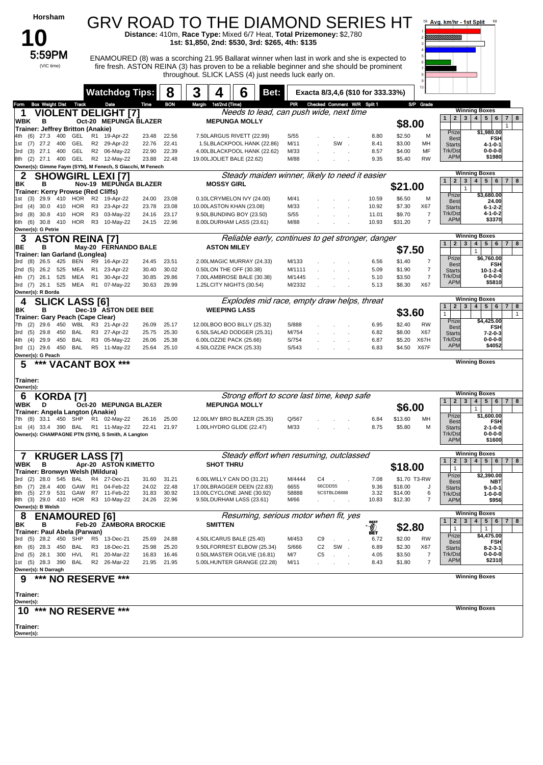# Horsham

## 10

**5:59PM** (VIC time)

# GRV ROAD TO THE DIAMOND SERIES HT

**Distance:** 410m, **Race Type:** Mixed 6/7 Heat, **Total Prizemoney:** $2,780
**1st: $1,850, 2nd: $530, 3rd: $265, 4th: $135**

ENAMOURED (8) was a scorching 21.95 Ballarat winner when last in work and she is expected to fire fresh. ASTON REINA (3) has proven to be a reliable beginner and she should be prominent throughout. SLICK LASS (4) just needs luck early on.

**Watchdog Tips:** 8 3 4 6 **Bet:** Exacta 8/3,4,6 ($10 for 333.33%)

Avg. km/hr - 1st Split

---

### 1 VIOLENT DELIGHT [7] — $8.00
*Needs to lead, can push wide, next time*

WBK B Oct-20 MEPUNGA BLAZER — MEPUNGA MOLLY
Trainer: Jeffrey Britton (Anakie)

| Form | Box | Weight | Dist | Track | Race | Date | Time | BON | Margin 1st/2nd (Time) | PIR | Checked Comment W/R | Split 1 | S/P | Grade |
|---|---|---|---|---|---|---|---|---|---|---|---|---|---|---|
| 4th | (6) | 27.3 | 400 | GEL | R1 | 19-Apr-22 | 23.48 | 22.56 | 7.50LARGUS RIVETT (22.99) | S/55 | | 8.80 | $2.50 | M |
| 1st | (7) | 27.2 | 400 | GEL | R2 | 29-Apr-22 | 22.76 | 22.41 | 1.5LBLACKPOOL HANK (22.86) | M/11 | SW | 8.41 | $3.00 | MH |
| 3rd | (3) | 27.1 | 400 | GEL | R2 | 06-May-22 | 22.90 | 22.39 | 4.00LBLACKPOOL HANK (22.62) | M/33 | | 8.57 | $4.00 | MF |
| 8th | (2) | 27.1 | 400 | GEL | R2 | 12-May-22 | 23.88 | 22.48 | 19.00LJOLIET BALE (22.62) | M/88 | | 9.35 | $5.40 | RW |

Owner(s): Gimme Faym (SYN), M Fenech, S Giacchi, M Fenech

Winning Boxes: 7: 1 | Prize $1,980.00 | Best FSH | Starts 4-1-0-1 | Trk/Dst 0-0-0-0 | APM $1980

---

### 2 SHOWGIRL LEXI [7] — $21.00
*Steady maiden winner, likely to need it easier*

BK B Nov-19 MEPUNGA BLAZER — MOSSY GIRL
Trainer: Kerry Prowse (Red Cliffs)

| Form | Box | Weight | Dist | Track | Race | Date | Time | BON | Margin 1st/2nd (Time) | PIR | Checked Comment W/R | Split 1 | S/P | Grade |
|---|---|---|---|---|---|---|---|---|---|---|---|---|---|---|
| 1st | (3) | 29.9 | 410 | HOR | R2 | 19-Apr-22 | 24.00 | 23.08 | 0.10LCRYMELON IVY (24.00) | M/41 | | 10.59 | $6.50 | M |
| 3rd | (4) | 30.0 | 410 | HOR | R3 | 23-Apr-22 | 23.78 | 23.08 | 10.00LASTON KHAN (23.08) | M/33 | | 10.92 | $7.30 | X67 |
| 3rd | (8) | 30.8 | 410 | HOR | R3 | 03-May-22 | 24.16 | 23.17 | 9.50LBUNDING BOY (23.50) | S/55 | | 11.01 | $9.70 | 7 |
| 6th | (6) | 30.8 | 410 | HOR | R3 | 10-May-22 | 24.15 | 22.96 | 8.00LDURHAM LASS (23.61) | M/88 | | 10.93 | $31.20 | 7 |

Owner(s): G Petrie

Winning Boxes: 3: 1 | Prize $3,680.00 | Best 24.00 | Starts 6-1-2-2 | Trk/Dst 4-1-0-2 | APM $3370

---

### 3 ASTON REINA [7] — $7.50
*Reliable early, continues to get stronger, danger*

BE B May-20 FERNANDO BALE — ASTON MILEY
Trainer: Ian Garland (Longlea)

| Form | Box | Weight | Dist | Track | Race | Date | Time | BON | Margin 1st/2nd (Time) | PIR | Checked Comment W/R | Split 1 | S/P | Grade |
|---|---|---|---|---|---|---|---|---|---|---|---|---|---|---|
| 3rd | (8) | 26.5 | 425 | BEN | R9 | 16-Apr-22 | 24.45 | 23.51 | 2.00LMAGIC MURRAY (24.33) | M/133 | | 6.56 | $1.40 | 7 |
| 2nd | (5) | 26.2 | 525 | MEA | R1 | 23-Apr-22 | 30.40 | 30.02 | 0.50LON THE OFF (30.38) | M/1111 | | 5.09 | $1.90 | 7 |
| 4th | (7) | 26.1 | 525 | MEA | R1 | 30-Apr-22 | 30.85 | 29.86 | 7.00LAMBROSE BALE (30.38) | M/1445 | | 5.10 | $3.50 | 7 |
| 3rd | (7) | 26.1 | 525 | MEA | R1 | 07-May-22 | 30.63 | 29.99 | 1.25LCITY NIGHTS (30.54) | M/2332 | | 5.13 | $8.30 | X67 |

Owner(s): R Borda

Winning Boxes: 4: 1 | Prize $6,760.00 | Best FSH | Starts 10-1-2-4 | Trk/Dst 0-0-0-0 | APM $5810

---

### 4 SLICK LASS [6] — $3.60
*Explodes mid race, empty draw helps, threat*

BK B Dec-19 ASTON DEE BEE — WEEPING LASS
Trainer: Gary Peach (Cape Clear)

| Form | Box | Weight | Dist | Track | Race | Date | Time | BON | Margin 1st/2nd (Time) | PIR | Checked Comment W/R | Split 1 | S/P | Grade |
|---|---|---|---|---|---|---|---|---|---|---|---|---|---|---|
| 7th | (2) | 29.6 | 450 | WBL | R3 | 21-Apr-22 | 26.09 | 25.17 | 12.00LBOO BOO BILLY (25.32) | S/888 | | 6.95 | $2.40 | RW |
| 3rd | (5) | 29.8 | 450 | BAL | R3 | 27-Apr-22 | 25.75 | 25.30 | 6.50LSALAD DODGER (25.31) | M/754 | | 6.82 | $8.00 | X67 |
| 4th | (4) | 29.9 | 450 | BAL | R3 | 05-May-22 | 26.06 | 25.38 | 6.00LOZZIE PACK (25.66) | S/754 | | 6.87 | $5.20 | X67H |
| 3rd | (1) | 29.6 | 450 | BAL | R5 | 11-May-22 | 25.64 | 25.10 | 4.50LOZZIE PACK (25.33) | S/543 | | 6.83 | $4.50 | X67F |

Owner(s): G Peach

Winning Boxes: 1: 1, 8: 1 | Prize $4,425.00 | Best FSH | Starts 7-2-0-3 | Trk/Dst 0-0-0-0 | APM $4052

---

### 5 *** VACANT BOX ***

Trainer:
Owner(s):

---

### 6 KORDA [7] — $6.00
*Strong effort to score last time, keep safe*

WBK B Oct-20 MEPUNGA BLAZER — MEPUNGA MOLLY
Trainer: Angela Langton (Anakie)

| Form | Box | Weight | Dist | Track | Race | Date | Time | BON | Margin 1st/2nd (Time) | PIR | Checked Comment W/R | Split 1 | S/P | Grade |
|---|---|---|---|---|---|---|---|---|---|---|---|---|---|---|
| 7th | (8) | 33.1 | 450 | SHP | R1 | 02-May-22 | 26.16 | 25.00 | 12.00LMY BRO BLAZER (25.35) | Q/567 | | 6.84 | $13.60 | MH |
| 1st | (4) | 33.4 | 390 | BAL | R1 | 11-May-22 | 22.41 | 21.97 | 1.00LHYDRO GLIDE (22.47) | M/33 | | 8.75 | $5.80 | M |

Owner(s): CHAMPAGNE PTN (SYN), S Smith, A Langton

Winning Boxes: 4: 1 | Prize $1,600.00 | Best FSH | Starts 2-1-0-0 | Trk/Dst 0-0-0-0 | APM $1600

---

### 7 KRUGER LASS [7] — $18.00
*Steady effort when resuming, outclassed*

WBK B Apr-20 ASTON KIMETTO — SHOT THRU
Trainer: Bronwyn Welsh (Mildura)

| Form | Box | Weight | Dist | Track | Race | Date | Time | BON | Margin 1st/2nd (Time) | PIR | Checked Comment W/R | Split 1 | S/P | Grade |
|---|---|---|---|---|---|---|---|---|---|---|---|---|---|---|
| 3rd | (2) | 28.0 | 545 | BAL | R4 | 27-Dec-21 | 31.60 | 31.21 | 6.00LWILLY CAN DO (31.21) | M/4444 | C4 | 7.08 | $1.70 | T3-RW |
| 5th | (7) | 28.4 | 400 | GAW | R1 | 04-Feb-22 | 24.02 | 22.48 | 17.00LBRAGGER DEEN (22.83) | 6655 | 66CDD55 | 9.36 | $18.00 | J |
| 8th | (5) | 27.9 | 531 | GAW | R7 | 11-Feb-22 | 31.83 | 30.92 | 13.00LCYCLONE JANE (30.92) | 58888 | 5CSTBLD8888 | 3.32 | $14.00 | 6 |
| 8th | (3) | 29.0 | 410 | HOR | R3 | 10-May-22 | 24.26 | 22.96 | 9.50LDURHAM LASS (23.61) | M/66 | | 10.83 | $12.30 | 7 |

Owner(s): B Welsh

Winning Boxes: 1: 1 | Prize $2,390.00 | Best NBT | Starts 9-1-0-1 | Trk/Dst 1-0-0-0 | APM $956

---

### 8 ENAMOURED [6] — $2.80 (BEST BET)
*Resuming, serious motor when fit, yes*

BK B Feb-20 ZAMBORA BROCKIE — SMITTEN
Trainer: Paul Abela (Parwan)

| Form | Box | Weight | Dist | Track | Race | Date | Time | BON | Margin 1st/2nd (Time) | PIR | Checked Comment W/R | Split 1 | S/P | Grade |
|---|---|---|---|---|---|---|---|---|---|---|---|---|---|---|
| 3rd | (5) | 28.2 | 450 | SHP | R5 | 13-Dec-21 | 25.69 | 24.88 | 4.50LICARUS BALE (25.40) | M/453 | C9 | 6.72 | $2.00 | RW |
| 6th | (6) | 28.3 | 450 | BAL | R3 | 18-Dec-21 | 25.98 | 25.20 | 9.50LFORREST ELBOW (25.34) | S/666 | C2 SW | 6.89 | $2.30 | X67 |
| 2nd | (5) | 28.1 | 300 | HVL | R1 | 20-Mar-22 | 16.83 | 16.46 | 0.50LMASTER OGILVIE (16.81) | M/7 | C5 | 4.05 | $3.50 | 7 |
| 1st | (5) | 28.3 | 390 | BAL | R2 | 26-Mar-22 | 21.95 | 21.95 | 5.00LHUNTER GRANGE (22.28) | M/11 | | 8.43 | $1.80 | 7 |

Owner(s): N Darragh

Winning Boxes: 2: 1, 5: 1 | Prize $4,475.00 | Best FSH | Starts 8-2-3-1 | Trk/Dst 0-0-0-0 | APM $2310

---

### 9 *** NO RESERVE ***

Trainer:
Owner(s):

---

### 10 *** NO RESERVE ***

Trainer:
Owner(s):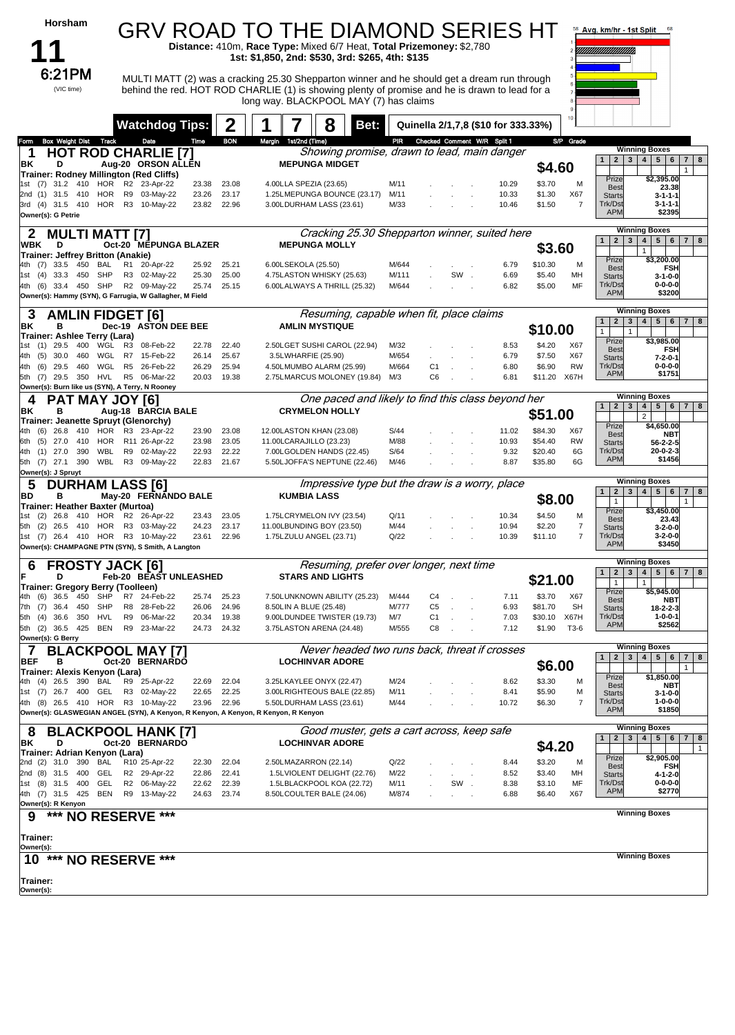# Horsham

## 11 — 6:21PM (VIC time)

## GRV ROAD TO THE DIAMOND SERIES HT

**Distance:** 410m, **Race Type:** Mixed 6/7 Heat, **Total Prizemoney:** $2,780
**1st: $1,850, 2nd: $530, 3rd: $265, 4th: $135**

MULTI MATT (2) was a cracking 25.30 Shepparton winner and he should get a dream run through behind the red. HOT ROD CHARLIE (1) is showing plenty of promise and he is drawn to lead for a long way. BLACKPOOL MAY (7) has claims

**Watchdog Tips:** 2 | 1 | 7 | 8 — Bet: Quinella 2/1,7,8 ($10 for 333.33%)

Avg. km/hr - 1st Split

---

### 1 HOT ROD CHARLIE [7]
*Showing promise, drawn to lead, main danger*

BK D Aug-20 ORSON ALLEN — MEPUNGA MIDGET — **$4.60**
Trainer: Rodney Millington (Red Cliffs)

| Form | Box | Weight | Dist | Track | Race | Date | Time | BON | Margin | 1st/2nd (Time) | PIR | Checked | Comment | W/R | Split 1 | S/P | Grade |
|---|---|---|---|---|---|---|---|---|---|---|---|---|---|---|---|---|---|
| 1st | (7) | 31.2 | 410 | HOR | R2 | 23-Apr-22 | 23.38 | 23.08 | 4.00 | LA SPEZIA (23.65) | M/11 | | | | 10.29 | $3.70 | M |
| 2nd | (1) | 31.5 | 410 | HOR | R9 | 03-May-22 | 23.26 | 23.17 | 1.25 | LMEPUNGA BOUNCE (23.17) | M/11 | | | | 10.33 | $1.30 | X67 |
| 3rd | (4) | 31.5 | 410 | HOR | R3 | 10-May-22 | 23.82 | 22.96 | 3.00 | LDURHAM LASS (23.61) | M/33 | | | | 10.46 | $1.50 | 7 |

Owner(s): G Petrie

Winning Boxes: 1 2 3 4 5 6 7 8 — 7: 1
Prize $2,395.00 | Best 23.38 | Starts 3-1-1-1 | Trk/Dst 3-1-1-1 | APM $2395

---

### 2 MULTI MATT [7]
*Cracking 25.30 Shepparton winner, suited here*

WBK D Oct-20 MEPUNGA BLAZER — MEPUNGA MOLLY — **$3.60**
Trainer: Jeffrey Britton (Anakie)

| Form | Box | Weight | Dist | Track | Race | Date | Time | BON | Margin | 1st/2nd (Time) | PIR | Checked | Comment | W/R | Split 1 | S/P | Grade |
|---|---|---|---|---|---|---|---|---|---|---|---|---|---|---|---|---|---|
| 4th | (7) | 33.5 | 450 | BAL | R1 | 20-Apr-22 | 25.92 | 25.21 | 6.00 | LSEKOLA (25.50) | M/644 | | | | 6.79 | $10.30 | M |
| 1st | (4) | 33.3 | 450 | SHP | R3 | 02-May-22 | 25.30 | 25.00 | 4.75 | LASTON WHISKY (25.63) | M/111 | | SW | | 6.69 | $5.40 | MH |
| 4th | (6) | 33.4 | 450 | SHP | R2 | 09-May-22 | 25.74 | 25.15 | 6.00 | LALWAYS A THRILL (25.32) | M/644 | | | | 6.82 | $5.00 | MF |

Owner(s): Hammy (SYN), G Farrugia, W Gallagher, M Field

Winning Boxes: 4: 1
Prize $3,200.00 | Best FSH | Starts 3-1-0-0 | Trk/Dst 0-0-0-0 | APM $3200

---

### 3 AMLIN FIDGET [6]
*Resuming, capable when fit, place claims*

BK B Dec-19 ASTON DEE BEE — AMLIN MYSTIQUE — **$10.00**
Trainer: Ashlee Terry (Lara)

| Form | Box | Weight | Dist | Track | Race | Date | Time | BON | Margin | 1st/2nd (Time) | PIR | Checked | Comment | W/R | Split 1 | S/P | Grade |
|---|---|---|---|---|---|---|---|---|---|---|---|---|---|---|---|---|---|
| 1st | (1) | 29.5 | 400 | WGL | R3 | 08-Feb-22 | 22.78 | 22.40 | 2.50 | LGET SUSHI CAROL (22.94) | M/32 | | | | 8.53 | $4.20 | X67 |
| 4th | (5) | 30.0 | 460 | WGL | R7 | 15-Feb-22 | 26.14 | 25.67 | 3.5 | LWHARFIE (25.90) | M/654 | | | | 6.79 | $7.50 | X67 |
| 4th | (6) | 29.5 | 460 | WGL | R5 | 26-Feb-22 | 26.29 | 25.94 | 4.50 | LMUMBO ALARM (25.99) | M/664 | C1 | | | 6.80 | $6.90 | RW |
| 5th | (7) | 29.5 | 350 | HVL | R5 | 06-Mar-22 | 20.03 | 19.38 | 2.75 | LMARCUS MOLONEY (19.84) | M/3 | C6 | | | 6.81 | $11.20 | X67H |

Owner(s): Burn like us (SYN), A Terry, R Rooney

Winning Boxes: 1: 1, 3: 1
Prize $3,985.00 | Best FSH | Starts 7-2-0-1 | Trk/Dst 0-0-0-0 | APM $1751

---

### 4 PAT MAY JOY [6]
*One paced and likely to find this class beyond her*

BK B Aug-18 BARCIA BALE — CRYMELON HOLLY — **$51.00**
Trainer: Jeanette Spruyt (Glenorchy)

| Form | Box | Weight | Dist | Track | Race | Date | Time | BON | Margin | 1st/2nd (Time) | PIR | Checked | Comment | W/R | Split 1 | S/P | Grade |
|---|---|---|---|---|---|---|---|---|---|---|---|---|---|---|---|---|---|
| 4th | (6) | 26.8 | 410 | HOR | R3 | 23-Apr-22 | 23.90 | 23.08 | 12.00 | LASTON KHAN (23.08) | S/44 | | | | 11.02 | $84.30 | X67 |
| 6th | (5) | 27.0 | 410 | HOR | R11 | 26-Apr-22 | 23.98 | 23.05 | 11.00 | LCARAJILLO (23.23) | M/88 | | | | 10.93 | $54.40 | RW |
| 4th | (1) | 27.0 | 390 | WBL | R9 | 02-May-22 | 22.93 | 22.22 | 7.00 | LGOLDEN HANDS (22.45) | S/64 | | | | 9.32 | $20.40 | 6G |
| 5th | (7) | 27.1 | 390 | WBL | R3 | 09-May-22 | 22.83 | 21.67 | 5.50 | LJOFFA'S NEPTUNE (22.46) | M/46 | | | | 8.87 | $35.80 | 6G |

Owner(s): J Spruyt

Winning Boxes: 3: 2
Prize $4,650.00 | Best NBT | Starts 56-2-2-5 | Trk/Dst 20-0-2-3 | APM $1456

---

### 5 DURHAM LASS [6]
*Impressive type but the draw is a worry, place*

BD B May-20 FERNANDO BALE — KUMBIA LASS — **$8.00**
Trainer: Heather Baxter (Murtoa)

| Form | Box | Weight | Dist | Track | Race | Date | Time | BON | Margin | 1st/2nd (Time) | PIR | Checked | Comment | W/R | Split 1 | S/P | Grade |
|---|---|---|---|---|---|---|---|---|---|---|---|---|---|---|---|---|---|
| 1st | (2) | 26.8 | 410 | HOR | R2 | 26-Apr-22 | 23.43 | 23.05 | 1.75 | LCRYMELON IVY (23.54) | Q/11 | | | | 10.34 | $4.50 | M |
| 5th | (2) | 26.5 | 410 | HOR | R3 | 03-May-22 | 24.23 | 23.17 | 11.00 | LBUNDING BOY (23.50) | M/44 | | | | 10.94 | $2.20 | 7 |
| 1st | (7) | 26.4 | 410 | HOR | R3 | 10-May-22 | 23.61 | 22.96 | 1.75 | LZULU ANGEL (23.71) | Q/22 | | | | 10.39 | $11.10 | 7 |

Owner(s): CHAMPAGNE PTN (SYN), S Smith, A Langton

Winning Boxes: 2: 1, 7: 1
Prize $3,450.00 | Best 23.43 | Starts 3-2-0-0 | Trk/Dst 3-2-0-0 | APM $3450

---

### 6 FROSTY JACK [6]
*Resuming, prefer over longer, next time*

F D Feb-20 BEAST UNLEASHED — STARS AND LIGHTS — **$21.00**
Trainer: Gregory Berry (Toolleen)

| Form | Box | Weight | Dist | Track | Race | Date | Time | BON | Margin | 1st/2nd (Time) | PIR | Checked | Comment | W/R | Split 1 | S/P | Grade |
|---|---|---|---|---|---|---|---|---|---|---|---|---|---|---|---|---|---|
| 4th | (6) | 36.5 | 450 | SHP | R7 | 24-Feb-22 | 25.74 | 25.23 | 7.50 | LUNKNOWN ABILITY (25.23) | M/444 | C4 | | | 7.11 | $3.70 | X67 |
| 7th | (7) | 36.4 | 450 | SHP | R8 | 28-Feb-22 | 26.06 | 24.96 | 8.50 | LIN A BLUE (25.48) | M/777 | C5 | | | 6.93 | $81.70 | SH |
| 5th | (4) | 36.6 | 350 | HVL | R9 | 06-Mar-22 | 20.34 | 19.38 | 9.00 | LDUNDEE TWISTER (19.73) | M/7 | C1 | | | 7.03 | $30.10 | X67H |
| 5th | (2) | 36.5 | 425 | BEN | R9 | 23-Mar-22 | 24.73 | 24.32 | 3.75 | LASTON ARENA (24.48) | M/555 | C8 | | | 7.12 | $1.90 | T3-6 |

Owner(s): G Berry

Winning Boxes: 1: 1, 3: 1
Prize $5,945.00 | Best NBT | Starts 18-2-2-3 | Trk/Dst 1-0-0-1 | APM $2562

---

### 7 BLACKPOOL MAY [7]
*Never headed two runs back, threat if crosses*

BEF B Oct-20 BERNARDO — LOCHINVAR ADORE — **$6.00**
Trainer: Alexis Kenyon (Lara)

| Form | Box | Weight | Dist | Track | Race | Date | Time | BON | Margin | 1st/2nd (Time) | PIR | Checked | Comment | W/R | Split 1 | S/P | Grade |
|---|---|---|---|---|---|---|---|---|---|---|---|---|---|---|---|---|---|
| 4th | (4) | 26.5 | 390 | BAL | R9 | 25-Apr-22 | 22.69 | 22.04 | 3.25 | LKAYLEE ONYX (22.47) | M/24 | | | | 8.62 | $3.30 | M |
| 1st | (7) | 26.7 | 400 | GEL | R3 | 02-May-22 | 22.65 | 22.25 | 3.00 | LRIGHTEOUS BALE (22.85) | M/11 | | | | 8.41 | $5.90 | M |
| 4th | (8) | 26.5 | 410 | HOR | R3 | 10-May-22 | 23.96 | 22.96 | 5.50 | LDURHAM LASS (23.61) | M/44 | | | | 10.72 | $6.30 | 7 |

Owner(s): GLASWEGIAN ANGEL (SYN), A Kenyon, R Kenyon, A Kenyon, R Kenyon, R Kenyon

Winning Boxes: 7: 1
Prize $1,850.00 | Best NBT | Starts 3-1-0-0 | Trk/Dst 1-0-0-0 | APM $1850

---

### 8 BLACKPOOL HANK [7]
*Good muster, gets a cart across, keep safe*

BK D Oct-20 BERNARDO — LOCHINVAR ADORE — **$4.20**
Trainer: Adrian Kenyon (Lara)

| Form | Box | Weight | Dist | Track | Race | Date | Time | BON | Margin | 1st/2nd (Time) | PIR | Checked | Comment | W/R | Split 1 | S/P | Grade |
|---|---|---|---|---|---|---|---|---|---|---|---|---|---|---|---|---|---|
| 2nd | (2) | 31.0 | 390 | BAL | R10 | 25-Apr-22 | 22.30 | 22.04 | 2.50 | LMAZARRON (22.14) | Q/22 | | | | 8.44 | $3.20 | M |
| 2nd | (8) | 31.5 | 400 | GEL | R2 | 29-Apr-22 | 22.86 | 22.41 | 1.5 | LVIOLENT DELIGHT (22.76) | M/22 | | | | 8.52 | $3.40 | MH |
| 1st | (8) | 31.5 | 400 | GEL | R2 | 06-May-22 | 22.62 | 22.39 | 1.5 | LBLACKPOOL KOA (22.72) | M/11 | | SW | | 8.38 | $3.10 | MF |
| 4th | (7) | 31.5 | 425 | BEN | R9 | 13-May-22 | 24.63 | 23.74 | 8.50 | LCOULTER BALE (24.06) | M/874 | | | | 6.88 | $6.40 | X67 |

Owner(s): R Kenyon

Winning Boxes: 8: 1
Prize $2,905.00 | Best FSH | Starts 4-1-2-0 | Trk/Dst 0-0-0-0 | APM $2770

---

### 9 *** NO RESERVE ***

Trainer:
Owner(s):

Winning Boxes

---

### 10 *** NO RESERVE ***

Trainer:
Owner(s):

Winning Boxes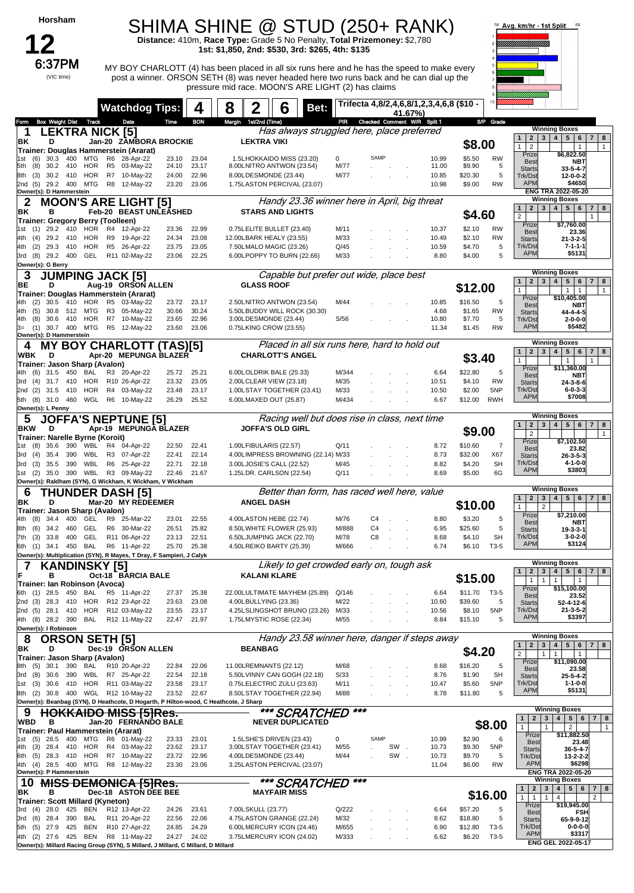# Horsham

## 12

**6:37PM** (VIC time)

# SHIMA SHINE @ STUD (250+ RANK)

**Distance:** 410m, **Race Type:** Grade 5 No Penalty, **Total Prizemoney:** $2,780
**1st: $1,850, 2nd: $530, 3rd: $265, 4th: $135**

MY BOY CHARLOTT (4) has been placed in all six runs here and he has the speed to make every post a winner. ORSON SETH (8) was never headed here two runs back and he can dial up the pressure mid race. MOON'S ARE LIGHT (2) has claims

Avg. km/hr - 1st Split 58 68

**Watchdog Tips:** 4 8 2 6 **Bet:** Trifecta 4,8/2,4,6,8/1,2,3,4,6,8 ($10 - 41.67%)

---

## 1 LEKTRA NICK [5]
BK D Jan-20 ZAMBORA BROCKIE — LEKTRA VIKI
*Has always struggled here, place preferred*
Trainer: Douglas Hammerstein (Ararat)
Owner(s): D Hammerstein
**$8.00**

| Form | Box | Weight | Dist | Track | Race | Date | Time | BON | Margin 1st/2nd (Time) | PIR | Checked | Comment | W/R | Split 1 | S/P | Grade |
|---|---|---|---|---|---|---|---|---|---|---|---|---|---|---|---|---|
| 1st | (6) | 30.3 | 400 | MTG | R6 | 28-Apr-22 | 23.10 | 23.04 | 1.5LHOKKAIDO MISS (23.20) | 0 | SAMP | | | 10.99 | $5.50 | RW |
| 5th | (8) | 30.2 | 410 | HOR | R5 | 03-May-22 | 24.10 | 23.17 | 8.00LNITRO ANTWON (23.54) | M/77 | | | | 11.00 | $9.90 | 5 |
| 8th | (3) | 30.2 | 410 | HOR | R7 | 10-May-22 | 24.00 | 22.96 | 8.00LDESMONDE (23.44) | M/77 | | | | 10.85 | $20.30 | 5 |
| 2nd | (5) | 29.2 | 400 | MTG | R8 | 12-May-22 | 23.20 | 23.06 | 1.75LASTON PERCIVAL (23.07) | | | | | 10.98 | $9.00 | RW |

Winning Boxes: 1: 1, 2: 2, 6: 1, 8: 1 | Prize $6,822.50 | Best NBT | Starts 33-5-4-7 | Trk/Dst 12-0-0-2 | APM $4650 | ENG TRA 2022-05-20

---

## 2 MOON'S ARE LIGHT [5]
BK B Feb-20 BEAST UNLEASHED — STARS AND LIGHTS
*Handy 23.36 winner here in April, big threat*
Trainer: Gregory Berry (Toolleen)
Owner(s): G Berry
**$4.60**

| Form | Box | Weight | Dist | Track | Race | Date | Time | BON | Margin 1st/2nd (Time) | PIR | Checked | Comment | W/R | Split 1 | S/P | Grade |
|---|---|---|---|---|---|---|---|---|---|---|---|---|---|---|---|---|
| 1st | (1) | 29.2 | 410 | HOR | R4 | 12-Apr-22 | 23.36 | 22.99 | 0.75LELITE BULLET (23.40) | M/11 | | | | 10.37 | $2.10 | RW |
| 4th | (4) | 29.2 | 410 | HOR | R9 | 19-Apr-22 | 24.34 | 23.08 | 12.00LBARK HEALY (23.55) | M/33 | | | | 10.49 | $2.10 | RW |
| 4th | (2) | 29.3 | 410 | HOR | R5 | 26-Apr-22 | 23.75 | 23.05 | 7.50LMALO MAGIC (23.26) | Q/45 | | | | 10.59 | $4.70 | 5 |
| 3rd | (8) | 29.2 | 400 | GEL | R11 | 02-May-22 | 23.06 | 22.25 | 6.00LPOPPY TO BURN (22.66) | M/33 | | | | 8.80 | $4.00 | 5 |

Winning Boxes: 1: 2, 7: 1 | Prize $7,760.00 | Best 23.36 | Starts 21-3-2-5 | Trk/Dst 7-1-1-1 | APM $5131

---

## 3 JUMPING JACK [5]
BE D Aug-19 ORSON ALLEN — GLASS ROOF
*Capable but prefer out wide, place best*
Trainer: Douglas Hammerstein (Ararat)
Owner(s): D Hammerstein
**$12.00**

| Form | Box | Weight | Dist | Track | Race | Date | Time | BON | Margin 1st/2nd (Time) | PIR | Checked | Comment | W/R | Split 1 | S/P | Grade |
|---|---|---|---|---|---|---|---|---|---|---|---|---|---|---|---|---|
| 4th | (2) | 30.5 | 410 | HOR | R5 | 03-May-22 | 23.72 | 23.17 | 2.50LNITRO ANTWON (23.54) | M/44 | | | | 10.85 | $16.50 | 5 |
| 4th | (5) | 30.8 | 512 | MTG | R3 | 05-May-22 | 30.66 | 30.24 | 5.50LBUDDY WILL ROCK (30.30) | | | | | 4.68 | $1.65 | RW |
| 4th | (8) | 30.6 | 410 | HOR | R7 | 10-May-22 | 23.65 | 22.96 | 3.00LDESMONDE (23.44) | S/56 | | | | 10.80 | $7.70 | 5 |
| 3= | (1) | 30.7 | 400 | MTG | R5 | 12-May-22 | 23.60 | 23.06 | 0.75LKING CROW (23.55) | | | | | 11.34 | $1.45 | RW |

Winning Boxes: 1: 1, 5: 1, 6: 1, 8: 1 | Prize $10,405.00 | Best NBT | Starts 44-4-4-5 | Trk/Dst 2-0-0-0 | APM $5482

---

## 4 MY BOY CHARLOTT (TAS)[5]
WBK D Apr-20 MEPUNGA BLAZER — CHARLOTT'S ANGEL
*Placed in all six runs here, hard to hold out*
Trainer: Jason Sharp (Avalon)
Owner(s): L Penny
**$3.40**

| Form | Box | Weight | Dist | Track | Race | Date | Time | BON | Margin 1st/2nd (Time) | PIR | Checked | Comment | W/R | Split 1 | S/P | Grade |
|---|---|---|---|---|---|---|---|---|---|---|---|---|---|---|---|---|
| 4th | (6) | 31.5 | 450 | BAL | R3 | 20-Apr-22 | 25.72 | 25.21 | 6.00LOLDRIK BALE (25.33) | M/344 | | | | 6.64 | $22.80 | 5 |
| 3rd | (4) | 31.7 | 410 | HOR | R10 | 26-Apr-22 | 23.32 | 23.05 | 2.00LCLEAR VIEW (23.18) | M/35 | | | | 10.51 | $4.10 | RW |
| 2nd | (2) | 31.5 | 410 | HOR | R4 | 03-May-22 | 23.48 | 23.17 | 1.00LSTAY TOGETHER (23.41) | M/33 | | | | 10.50 | $2.00 | 5NP |
| 5th | (8) | 31.0 | 460 | WGL | R6 | 10-May-22 | 26.29 | 25.52 | 6.00LMAXED OUT (25.87) | M/434 | | | | 6.67 | $12.00 | RWH |

Winning Boxes: 1: 1, 5: 1, 7: 1 | Prize $11,360.00 | Best NBT | Starts 24-3-8-6 | Trk/Dst 6-0-3-3 | APM $7008

---

## 5 JOFFA'S NEPTUNE [5]
BKW D Apr-19 MEPUNGA BLAZER — JOFFA'S OLD GIRL
*Racing well but does rise in class, next time*
Trainer: Narelle Byrne (Koroit)
Owner(s): Raldham (SYN), G Wickham, K Wickham, V Wickham
**$9.00**

| Form | Box | Weight | Dist | Track | Race | Date | Time | BON | Margin 1st/2nd (Time) | PIR | Checked | Comment | W/R | Split 1 | S/P | Grade |
|---|---|---|---|---|---|---|---|---|---|---|---|---|---|---|---|---|
| 1st | (8) | 35.6 | 390 | WBL | R4 | 04-Apr-22 | 22.50 | 22.41 | 1.00LFIBULARIS (22.57) | Q/11 | | | | 8.72 | $10.60 | 7 |
| 3rd | (4) | 35.4 | 390 | WBL | R3 | 07-Apr-22 | 22.41 | 22.14 | 4.00LIMPRESS BROWNING (22.14) | M/33 | | | | 8.73 | $32.00 | X67 |
| 3rd | (3) | 35.5 | 390 | WBL | R6 | 25-Apr-22 | 22.71 | 22.18 | 3.00LJOSIE'S CALL (22.52) | M/45 | | | | 8.82 | $4.20 | SH |
| 1st | (2) | 35.0 | 390 | WBL | R3 | 09-May-22 | 22.46 | 21.67 | 1.25LDR. CARLSON (22.54) | Q/11 | | | | 8.69 | $5.00 | 6G |

Winning Boxes: 2: 2, 8: 1 | Prize $7,102.50 | Best 23.82 | Starts 26-3-5-3 | Trk/Dst 4-1-0-0 | APM $3803

---

## 6 THUNDER DASH [5]
BK D Mar-20 MY REDEEMER — ANGEL DASH
*Better than form, has raced well here, value*
Trainer: Jason Sharp (Avalon)
Owner(s): Multiplication (SYN), R Mayes, T Dray, F Sampieri, J Calyk
**$10.00**

| Form | Box | Weight | Dist | Track | Race | Date | Time | BON | Margin 1st/2nd (Time) | PIR | Checked | Comment | W/R | Split 1 | S/P | Grade |
|---|---|---|---|---|---|---|---|---|---|---|---|---|---|---|---|---|
| 4th | (8) | 34.4 | 400 | GEL | R9 | 25-Mar-22 | 23.01 | 22.55 | 4.00LASTON HEBE (22.74) | M/76 | C4 | | | 8.80 | $3.20 | 5 |
| 8th | (6) | 34.2 | 460 | GEL | R6 | 30-Mar-22 | 26.51 | 25.82 | 8.50LWHITE FLOWER (25.93) | M/888 | C4 | | | 6.95 | $25.60 | 5 |
| 7th | (3) | 33.8 | 400 | GEL | R11 | 06-Apr-22 | 23.13 | 22.51 | 6.50LJUMPING JACK (22.70) | M/78 | C8 | | | 8.68 | $4.10 | SH |
| 6th | (1) | 34.1 | 450 | BAL | R6 | 11-Apr-22 | 25.70 | 25.38 | 4.50LREIKO BARTY (25.39) | M/666 | | | | 6.74 | $6.10 | T3-5 |

Winning Boxes: 1: 1, 2: 2 | Prize $7,210.00 | Best NBT | Starts 19-3-3-1 | Trk/Dst 3-0-2-0 | APM $3124

---

## 7 KANDINSKY [5]
F B Oct-18 BARCIA BALE — KALANI KLARE
*Likely to get crowded early on, tough ask*
Trainer: Ian Robinson (Avoca)
Owner(s): I Robinson
**$15.00**

| Form | Box | Weight | Dist | Track | Race | Date | Time | BON | Margin 1st/2nd (Time) | PIR | Checked | Comment | W/R | Split 1 | S/P | Grade |
|---|---|---|---|---|---|---|---|---|---|---|---|---|---|---|---|---|
| 6th | (1) | 28.5 | 450 | BAL | R5 | 11-Apr-22 | 27.37 | 25.38 | 22.00LULTIMATE MAYHEM (25.89) | Q/146 | | | | 6.64 | $11.70 | T3-5 |
| 2nd | (3) | 28.3 | 410 | HOR | R12 | 23-Apr-22 | 23.63 | 23.08 | 4.00LBULLYING (23.36) | M/22 | | | | 10.60 | $39.60 | 5 |
| 2nd | (5) | 28.1 | 410 | HOR | R12 | 03-May-22 | 23.55 | 23.17 | 4.25LSLINGSHOT BRUNO (23.26) | M/33 | | | | 10.56 | $8.10 | 5NP |
| 4th | (8) | 28.2 | 390 | BAL | R12 | 11-May-22 | 22.47 | 21.97 | 1.75LMYSTIC ROSE (22.34) | M/55 | | | | 8.84 | $15.10 | 5 |

Winning Boxes: 2: 1, 3: 1, 4: 1, 6: 1 | Prize $15,100.00 | Best 23.52 | Starts 52-4-12-6 | Trk/Dst 21-3-5-2 | APM $3397

---

## 8 ORSON SETH [5]
BK D Dec-19 ORSON ALLEN — BEANBAG
*Handy 23.58 winner here, danger if steps away*
Trainer: Jason Sharp (Avalon)
Owner(s): Beanbag (SYN), D Heathcote, D Hogarth, P Hilton-wood, C Heathcote, J Sharp
**$4.20**

| Form | Box | Weight | Dist | Track | Race | Date | Time | BON | Margin 1st/2nd (Time) | PIR | Checked | Comment | W/R | Split 1 | S/P | Grade |
|---|---|---|---|---|---|---|---|---|---|---|---|---|---|---|---|---|
| 8th | (5) | 30.1 | 390 | BAL | R10 | 20-Apr-22 | 22.84 | 22.06 | 11.00LREMNANTS (22.12) | M/68 | | | | 8.68 | $16.20 | 5 |
| 3rd | (8) | 30.6 | 390 | WBL | R7 | 25-Apr-22 | 22.54 | 22.18 | 5.50LVINNY CAN GOGH (22.18) | S/33 | | | | 8.76 | $1.90 | SH |
| 1st | (3) | 30.6 | 410 | HOR | R11 | 03-May-22 | 23.58 | 23.17 | 0.75LELECTRIC ZULU (23.63) | M/11 | | | | 10.47 | $5.60 | 5NP |
| 8th | (2) | 30.8 | 400 | WGL | R12 | 10-May-22 | 23.52 | 22.67 | 8.50LSTAY TOGETHER (22.94) | M/88 | | | | 8.78 | $11.80 | 5 |

Winning Boxes: 1: 2, 3: 1, 4: 1, 6: 1 | Prize $11,090.00 | Best 23.58 | Starts 25-5-4-2 | Trk/Dst 1-1-0-0 | APM $5131

---

## 9 ~~HOKKAIDO MISS [5]Res.~~
WBD B Jan-20 FERNANDO BALE — NEVER DUPLICATED
*** SCRATCHED ***
Trainer: Paul Hammerstein (Ararat)
Owner(s): P Hammerstein
**$8.00**

| Form | Box | Weight | Dist | Track | Race | Date | Time | BON | Margin 1st/2nd (Time) | PIR | Checked | Comment | W/R | Split 1 | S/P | Grade |
|---|---|---|---|---|---|---|---|---|---|---|---|---|---|---|---|---|
| 1st | (5) | 28.5 | 400 | MTG | R6 | 01-May-22 | 23.33 | 23.01 | 1.5LSHE'S DRIVEN (23.43) | 0 | SAMP | | | 10.99 | $2.90 | 6 |
| 4th | (3) | 28.4 | 410 | HOR | R4 | 03-May-22 | 23.62 | 23.17 | 3.00LSTAY TOGETHER (23.41) | M/55 | | SW | | 10.73 | $9.30 | 5NP |
| 6th | (5) | 28.3 | 410 | HOR | R7 | 10-May-22 | 23.72 | 22.96 | 4.00LDESMONDE (23.44) | M/44 | | SW | | 10.73 | $9.70 | 5 |
| 4th | (4) | 28.5 | 400 | MTG | R8 | 12-May-22 | 23.30 | 23.06 | 3.25LASTON PERCIVAL (23.07) | | | | | 11.04 | $6.00 | RW |

Winning Boxes: 1: 1, 3: 1, 5: 2, 8: 1 | Prize $11,882.50 | Best 23.48 | Starts 13-2-2-2 | Trk/Dst 13-2-2-2 | APM $6298 | ENG TRA 2022-05-20

---

## 10 ~~MISS DEMONICA [5]Res.~~
BK B Dec-18 ASTON DEE BEE — MAYFAIR MISS
*** SCRATCHED ***
Trainer: Scott Millard (Kyneton)
Owner(s): Millard Racing Group (SYN), S Millard, J Millard, C Millard, D Millard
**$16.00**

| Form | Box | Weight | Dist | Track | Race | Date | Time | BON | Margin 1st/2nd (Time) | PIR | Checked | Comment | W/R | Split 1 | S/P | Grade |
|---|---|---|---|---|---|---|---|---|---|---|---|---|---|---|---|---|
| 3rd | (4) | 28.0 | 425 | BEN | R12 | 13-Apr-22 | 24.26 | 23.61 | 7.00LSKULL (23.77) | Q/222 | | | | 6.64 | $57.20 | 5 |
| 3rd | (6) | 28.4 | 390 | BAL | R11 | 20-Apr-22 | 22.56 | 22.06 | 4.75LASTON GRANGE (22.24) | M/32 | | | | 8.62 | $18.80 | 5 |
| 5th | (5) | 27.9 | 425 | BEN | R10 | 27-Apr-22 | 24.85 | 24.29 | 6.00LMERCURY ICON (24.46) | M/655 | | | | 6.90 | $12.80 | T3-5 |
| 4th | (2) | 27.6 | 425 | BEN | R8 | 11-May-22 | 24.27 | 24.02 | 3.75LMERCURY ICON (24.02) | M/333 | | | | 6.62 | $6.20 | T3-5 |

Winning Boxes: 1: 1, 2: 1, 3: 1, 4: 4, 7: 2 | Prize $19,945.00 | Best FSH | Starts 65-9-9-12 | Trk/Dst 36-5-4-7 | Trk/Dst 0-0-0-0 | APM $3317 | ENG GEL 2022-05-17